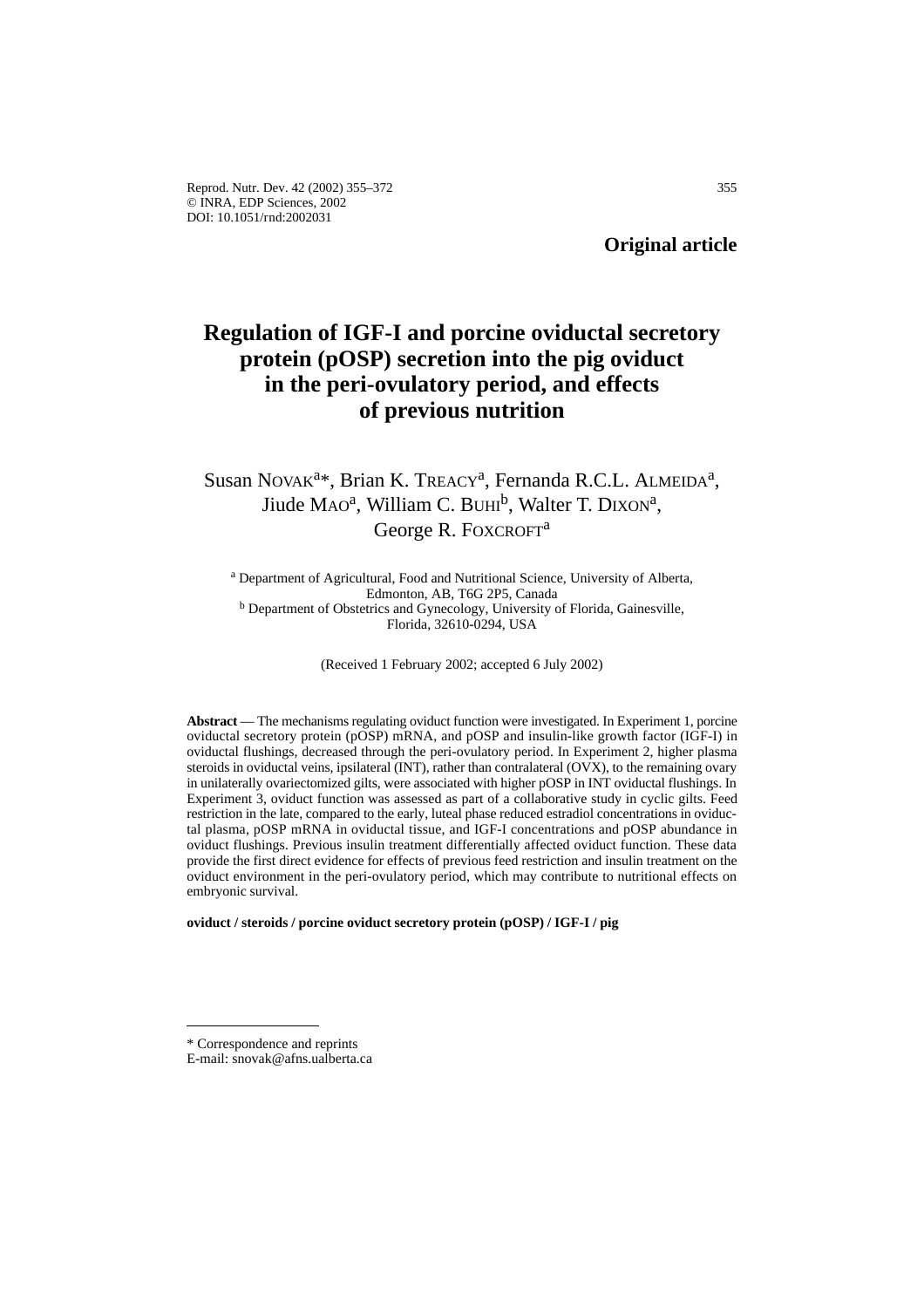**Original article**

# Regulation of IGF-I and porcine oviductal secretory protein (pOSP) secretion into the pig oviduct in the peri-ovulatory period, and effects of previous nutrition

Susan NOVAK[a]*, Brian K. TREACY[a], Fernanda R.C.L. ALMEIDA[a], Jiude MAO[a], William C. BUHI[b], Walter T. DIXON[a], George R. FOXCROFT[a]

[a] Department of Agricultural, Food and Nutritional Science, University of Alberta, Edmonton, AB, T6G 2P5, Canada
[b] Department of Obstetrics and Gynecology, University of Florida, Gainesville, Florida, 32610-0294, USA

(Received 1 February 2002; accepted 6 July 2002)

**Abstract** — The mechanisms regulating oviduct function were investigated. In Experiment 1, porcine oviductal secretory protein (pOSP) mRNA, and pOSP and insulin-like growth factor (IGF-I) in oviductal flushings, decreased through the peri-ovulatory period. In Experiment 2, higher plasma steroids in oviductal veins, ipsilateral (INT), rather than contralateral (OVX), to the remaining ovary in unilaterally ovariectomized gilts, were associated with higher pOSP in INT oviductal flushings. In Experiment 3, oviduct function was assessed as part of a collaborative study in cyclic gilts. Feed restriction in the late, compared to the early, luteal phase reduced estradiol concentrations in oviductal plasma, pOSP mRNA in oviductal tissue, and IGF-I concentrations and pOSP abundance in oviduct flushings. Previous insulin treatment differentially affected oviduct function. These data provide the first direct evidence for effects of previous feed restriction and insulin treatment on the oviduct environment in the peri-ovulatory period, which may contribute to nutritional effects on embryonic survival.

**oviduct / steroids / porcine oviduct secretory protein (pOSP) / IGF-I / pig**

---

\* Correspondence and reprints
E-mail: snovak@afns.ualberta.ca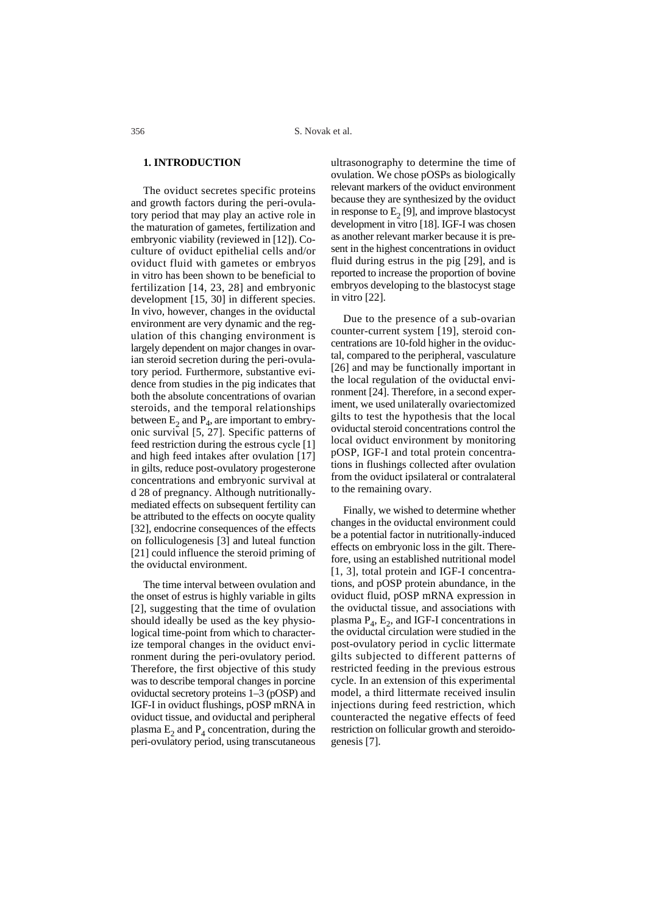## 1. INTRODUCTION

The oviduct secretes specific proteins and growth factors during the peri-ovulatory period that may play an active role in the maturation of gametes, fertilization and embryonic viability (reviewed in [12]). Co-culture of oviduct epithelial cells and/or oviduct fluid with gametes or embryos in vitro has been shown to be beneficial to fertilization [14, 23, 28] and embryonic development [15, 30] in different species. In vivo, however, changes in the oviductal environment are very dynamic and the regulation of this changing environment is largely dependent on major changes in ovarian steroid secretion during the peri-ovulatory period. Furthermore, substantive evidence from studies in the pig indicates that both the absolute concentrations of ovarian steroids, and the temporal relationships between $E_2$ and $P_4$, are important to embryonic survival [5, 27]. Specific patterns of feed restriction during the estrous cycle [1] and high feed intakes after ovulation [17] in gilts, reduce post-ovulatory progesterone concentrations and embryonic survival at d 28 of pregnancy. Although nutritionally-mediated effects on subsequent fertility can be attributed to the effects on oocyte quality [32], endocrine consequences of the effects on folliculogenesis [3] and luteal function [21] could influence the steroid priming of the oviductal environment.

The time interval between ovulation and the onset of estrus is highly variable in gilts [2], suggesting that the time of ovulation should ideally be used as the key physiological time-point from which to characterize temporal changes in the oviduct environment during the peri-ovulatory period. Therefore, the first objective of this study was to describe temporal changes in porcine oviductal secretory proteins 1–3 (pOSP) and IGF-I in oviduct flushings, pOSP mRNA in oviduct tissue, and oviductal and peripheral plasma $E_2$ and $P_4$ concentration, during the peri-ovulatory period, using transcutaneous ultrasonography to determine the time of ovulation. We chose pOSPs as biologically relevant markers of the oviduct environment because they are synthesized by the oviduct in response to $E_2$ [9], and improve blastocyst development in vitro [18]. IGF-I was chosen as another relevant marker because it is present in the highest concentrations in oviduct fluid during estrus in the pig [29], and is reported to increase the proportion of bovine embryos developing to the blastocyst stage in vitro [22].

Due to the presence of a sub-ovarian counter-current system [19], steroid concentrations are 10-fold higher in the oviductal, compared to the peripheral, vasculature [26] and may be functionally important in the local regulation of the oviductal environment [24]. Therefore, in a second experiment, we used unilaterally ovariectomized gilts to test the hypothesis that the local oviductal steroid concentrations control the local oviduct environment by monitoring pOSP, IGF-I and total protein concentrations in flushings collected after ovulation from the oviduct ipsilateral or contralateral to the remaining ovary.

Finally, we wished to determine whether changes in the oviductal environment could be a potential factor in nutritionally-induced effects on embryonic loss in the gilt. Therefore, using an established nutritional model [1, 3], total protein and IGF-I concentrations, and pOSP protein abundance, in the oviduct fluid, pOSP mRNA expression in the oviductal tissue, and associations with plasma $P_4$, $E_2$, and IGF-I concentrations in the oviductal circulation were studied in the post-ovulatory period in cyclic littermate gilts subjected to different patterns of restricted feeding in the previous estrous cycle. In an extension of this experimental model, a third littermate received insulin injections during feed restriction, which counteracted the negative effects of feed restriction on follicular growth and steroidogenesis [7].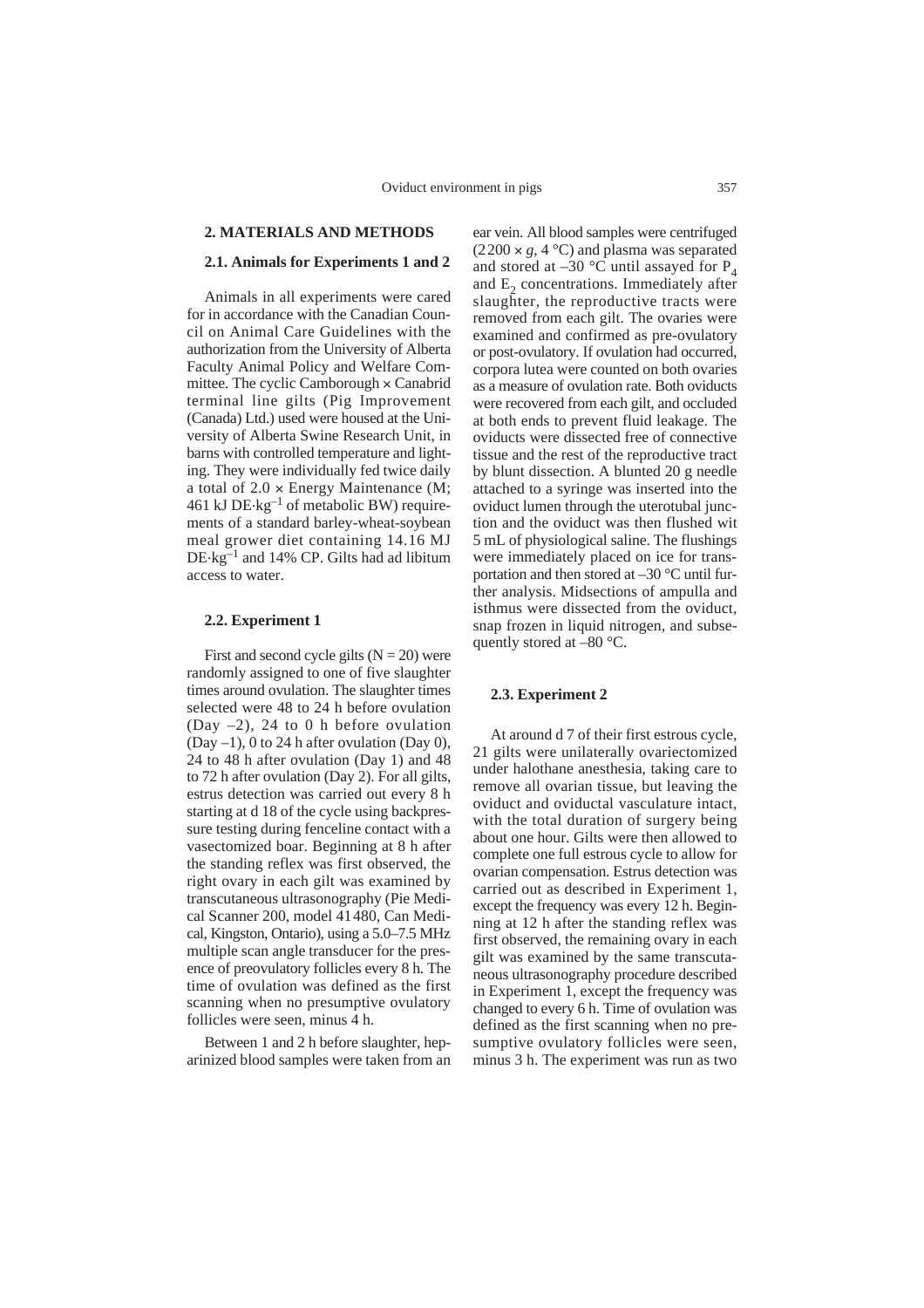## 2. MATERIALS AND METHODS

### 2.1. Animals for Experiments 1 and 2

Animals in all experiments were cared for in accordance with the Canadian Council on Animal Care Guidelines with the authorization from the University of Alberta Faculty Animal Policy and Welfare Committee. The cyclic Camborough × Canabrid terminal line gilts (Pig Improvement (Canada) Ltd.) used were housed at the University of Alberta Swine Research Unit, in barns with controlled temperature and lighting. They were individually fed twice daily a total of 2.0 × Energy Maintenance (M; 461 kJ DE·kg$^{-1}$ of metabolic BW) requirements of a standard barley-wheat-soybean meal grower diet containing 14.16 MJ DE·kg$^{-1}$ and 14% CP. Gilts had ad libitum access to water.

### 2.2. Experiment 1

First and second cycle gilts (N = 20) were randomly assigned to one of five slaughter times around ovulation. The slaughter times selected were 48 to 24 h before ovulation (Day –2), 24 to 0 h before ovulation (Day –1), 0 to 24 h after ovulation (Day 0), 24 to 48 h after ovulation (Day 1) and 48 to 72 h after ovulation (Day 2). For all gilts, estrus detection was carried out every 8 h starting at d 18 of the cycle using backpressure testing during fenceline contact with a vasectomized boar. Beginning at 8 h after the standing reflex was first observed, the right ovary in each gilt was examined by transcutaneous ultrasonography (Pie Medical Scanner 200, model 41480, Can Medical, Kingston, Ontario), using a 5.0–7.5 MHz multiple scan angle transducer for the presence of preovulatory follicles every 8 h. The time of ovulation was defined as the first scanning when no presumptive ovulatory follicles were seen, minus 4 h.

Between 1 and 2 h before slaughter, heparinized blood samples were taken from an ear vein. All blood samples were centrifuged (2200 × *g*, 4 °C) and plasma was separated and stored at –30 °C until assayed for $P_4$ and $E_2$ concentrations. Immediately after slaughter, the reproductive tracts were removed from each gilt. The ovaries were examined and confirmed as pre-ovulatory or post-ovulatory. If ovulation had occurred, corpora lutea were counted on both ovaries as a measure of ovulation rate. Both oviducts were recovered from each gilt, and occluded at both ends to prevent fluid leakage. The oviducts were dissected free of connective tissue and the rest of the reproductive tract by blunt dissection. A blunted 20 g needle attached to a syringe was inserted into the oviduct lumen through the uterotubal junction and the oviduct was then flushed wit 5 mL of physiological saline. The flushings were immediately placed on ice for transportation and then stored at –30 °C until further analysis. Midsections of ampulla and isthmus were dissected from the oviduct, snap frozen in liquid nitrogen, and subsequently stored at –80 °C.

### 2.3. Experiment 2

At around d 7 of their first estrous cycle, 21 gilts were unilaterally ovariectomized under halothane anesthesia, taking care to remove all ovarian tissue, but leaving the oviduct and oviductal vasculature intact, with the total duration of surgery being about one hour. Gilts were then allowed to complete one full estrous cycle to allow for ovarian compensation. Estrus detection was carried out as described in Experiment 1, except the frequency was every 12 h. Beginning at 12 h after the standing reflex was first observed, the remaining ovary in each gilt was examined by the same transcutaneous ultrasonography procedure described in Experiment 1, except the frequency was changed to every 6 h. Time of ovulation was defined as the first scanning when no presumptive ovulatory follicles were seen, minus 3 h. The experiment was run as two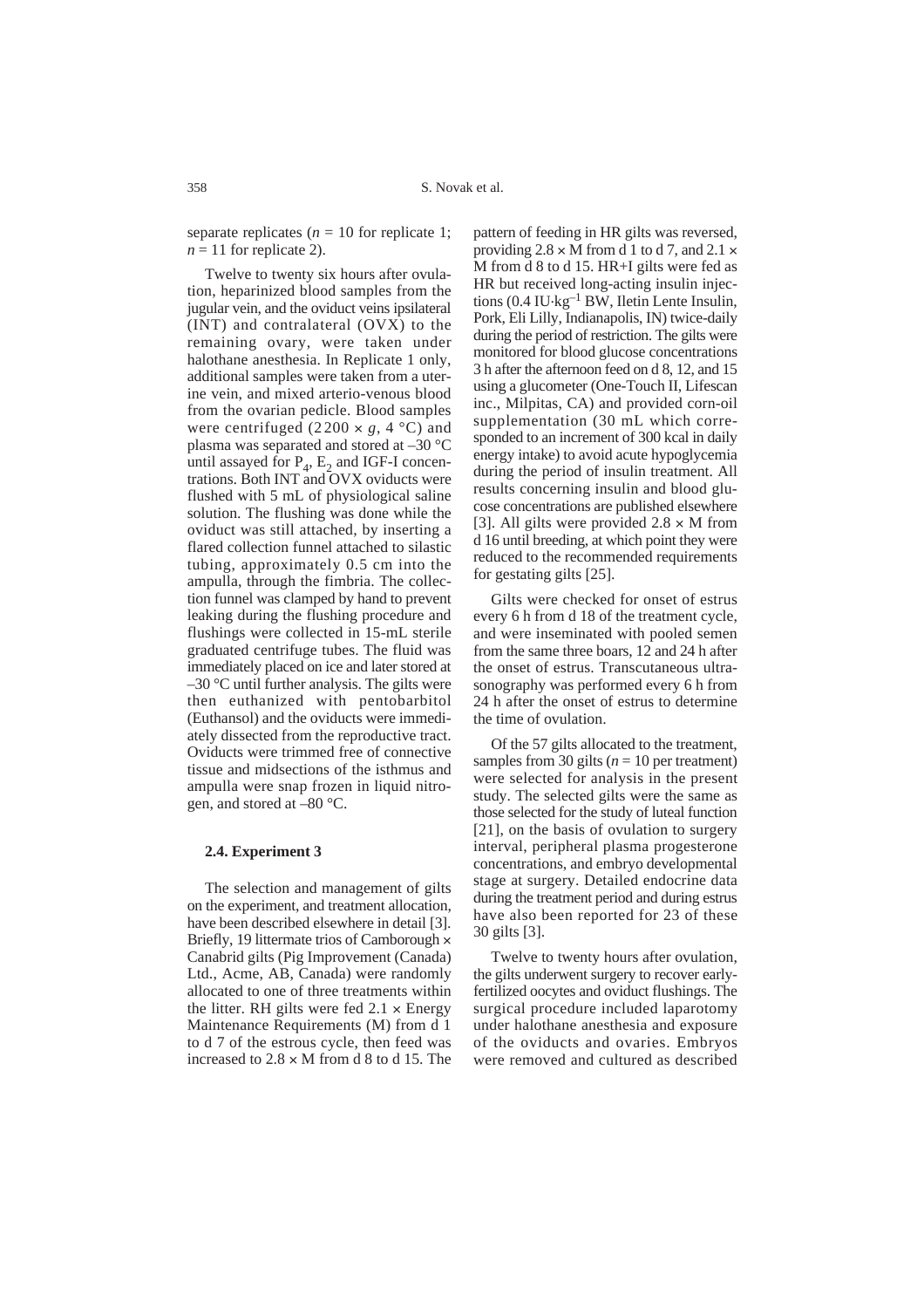separate replicates ($n = 10$ for replicate 1; $n = 11$ for replicate 2).

Twelve to twenty six hours after ovulation, heparinized blood samples from the jugular vein, and the oviduct veins ipsilateral (INT) and contralateral (OVX) to the remaining ovary, were taken under halothane anesthesia. In Replicate 1 only, additional samples were taken from a uterine vein, and mixed arterio-venous blood from the ovarian pedicle. Blood samples were centrifuged ($2\,200 \times g$, 4 °C) and plasma was separated and stored at –30 °C until assayed for $P_4$, $E_2$ and IGF-I concentrations. Both INT and OVX oviducts were flushed with 5 mL of physiological saline solution. The flushing was done while the oviduct was still attached, by inserting a flared collection funnel attached to silastic tubing, approximately 0.5 cm into the ampulla, through the fimbria. The collection funnel was clamped by hand to prevent leaking during the flushing procedure and flushings were collected in 15-mL sterile graduated centrifuge tubes. The fluid was immediately placed on ice and later stored at –30 °C until further analysis. The gilts were then euthanized with pentobarbitol (Euthansol) and the oviducts were immediately dissected from the reproductive tract. Oviducts were trimmed free of connective tissue and midsections of the isthmus and ampulla were snap frozen in liquid nitrogen, and stored at –80 °C.

### 2.4. Experiment 3

The selection and management of gilts on the experiment, and treatment allocation, have been described elsewhere in detail [3]. Briefly, 19 littermate trios of Camborough × Canabrid gilts (Pig Improvement (Canada) Ltd., Acme, AB, Canada) were randomly allocated to one of three treatments within the litter. RH gilts were fed $2.1 \times$ Energy Maintenance Requirements (M) from d 1 to d 7 of the estrous cycle, then feed was increased to $2.8 \times$ M from d 8 to d 15. The pattern of feeding in HR gilts was reversed, providing $2.8 \times$ M from d 1 to d 7, and $2.1 \times$ M from d 8 to d 15. HR+I gilts were fed as HR but received long-acting insulin injections (0.4 $IU \cdot kg^{-1}$ BW, Iletin Lente Insulin, Pork, Eli Lilly, Indianapolis, IN) twice-daily during the period of restriction. The gilts were monitored for blood glucose concentrations 3 h after the afternoon feed on d 8, 12, and 15 using a glucometer (One-Touch II, Lifescan inc., Milpitas, CA) and provided corn-oil supplementation (30 mL which corresponded to an increment of 300 kcal in daily energy intake) to avoid acute hypoglycemia during the period of insulin treatment. All results concerning insulin and blood glucose concentrations are published elsewhere [3]. All gilts were provided $2.8 \times$ M from d 16 until breeding, at which point they were reduced to the recommended requirements for gestating gilts [25].

Gilts were checked for onset of estrus every 6 h from d 18 of the treatment cycle, and were inseminated with pooled semen from the same three boars, 12 and 24 h after the onset of estrus. Transcutaneous ultrasonography was performed every 6 h from 24 h after the onset of estrus to determine the time of ovulation.

Of the 57 gilts allocated to the treatment, samples from 30 gilts ($n = 10$ per treatment) were selected for analysis in the present study. The selected gilts were the same as those selected for the study of luteal function [21], on the basis of ovulation to surgery interval, peripheral plasma progesterone concentrations, and embryo developmental stage at surgery. Detailed endocrine data during the treatment period and during estrus have also been reported for 23 of these 30 gilts [3].

Twelve to twenty hours after ovulation, the gilts underwent surgery to recover early-fertilized oocytes and oviduct flushings. The surgical procedure included laparotomy under halothane anesthesia and exposure of the oviducts and ovaries. Embryos were removed and cultured as described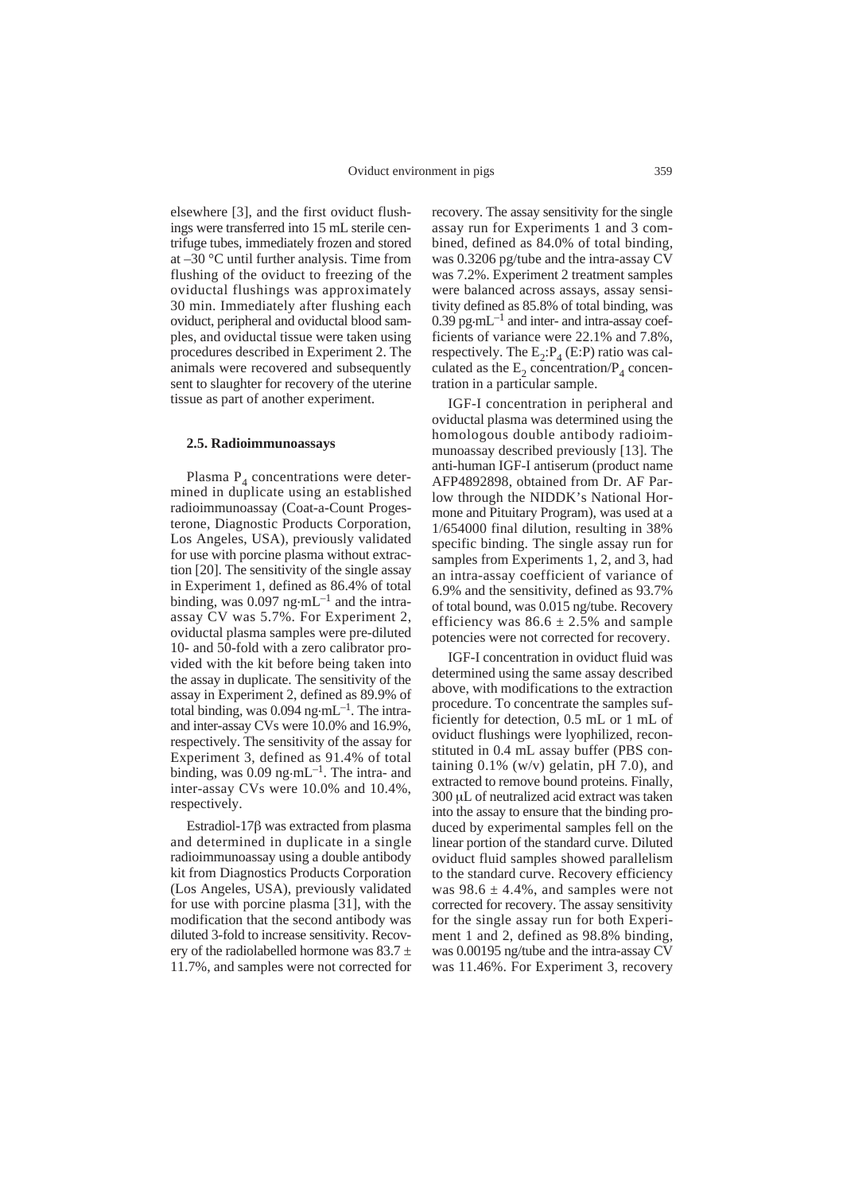elsewhere [3], and the first oviduct flushings were transferred into 15 mL sterile centrifuge tubes, immediately frozen and stored at –30 °C until further analysis. Time from flushing of the oviduct to freezing of the oviductal flushings was approximately 30 min. Immediately after flushing each oviduct, peripheral and oviductal blood samples, and oviductal tissue were taken using procedures described in Experiment 2. The animals were recovered and subsequently sent to slaughter for recovery of the uterine tissue as part of another experiment.

### 2.5. Radioimmunoassays

Plasma $P_4$ concentrations were determined in duplicate using an established radioimmunoassay (Coat-a-Count Progesterone, Diagnostic Products Corporation, Los Angeles, USA), previously validated for use with porcine plasma without extraction [20]. The sensitivity of the single assay in Experiment 1, defined as 86.4% of total binding, was 0.097 $ng \cdot mL^{-1}$ and the intra-assay CV was 5.7%. For Experiment 2, oviductal plasma samples were pre-diluted 10- and 50-fold with a zero calibrator provided with the kit before being taken into the assay in duplicate. The sensitivity of the assay in Experiment 2, defined as 89.9% of total binding, was 0.094 $ng \cdot mL^{-1}$. The intra- and inter-assay CVs were 10.0% and 16.9%, respectively. The sensitivity of the assay for Experiment 3, defined as 91.4% of total binding, was 0.09 $ng \cdot mL^{-1}$. The intra- and inter-assay CVs were 10.0% and 10.4%, respectively.

Estradiol-17β was extracted from plasma and determined in duplicate in a single radioimmunoassay using a double antibody kit from Diagnostics Products Corporation (Los Angeles, USA), previously validated for use with porcine plasma [31], with the modification that the second antibody was diluted 3-fold to increase sensitivity. Recovery of the radiolabelled hormone was 83.7 ± 11.7%, and samples were not corrected for recovery. The assay sensitivity for the single assay run for Experiments 1 and 3 combined, defined as 84.0% of total binding, was 0.3206 pg/tube and the intra-assay CV was 7.2%. Experiment 2 treatment samples were balanced across assays, assay sensitivity defined as 85.8% of total binding, was 0.39 $pg \cdot mL^{-1}$ and inter- and intra-assay coefficients of variance were 22.1% and 7.8%, respectively. The $E_2$:$P_4$ (E:P) ratio was calculated as the $E_2$ concentration/$P_4$ concentration in a particular sample.

IGF-I concentration in peripheral and oviductal plasma was determined using the homologous double antibody radioimmunoassay described previously [13]. The anti-human IGF-I antiserum (product name AFP4892898, obtained from Dr. AF Parlow through the NIDDK's National Hormone and Pituitary Program), was used at a 1/654000 final dilution, resulting in 38% specific binding. The single assay run for samples from Experiments 1, 2, and 3, had an intra-assay coefficient of variance of 6.9% and the sensitivity, defined as 93.7% of total bound, was 0.015 ng/tube. Recovery efficiency was 86.6 ± 2.5% and sample potencies were not corrected for recovery.

IGF-I concentration in oviduct fluid was determined using the same assay described above, with modifications to the extraction procedure. To concentrate the samples sufficiently for detection, 0.5 mL or 1 mL of oviduct flushings were lyophilized, reconstituted in 0.4 mL assay buffer (PBS containing 0.1% (w/v) gelatin, pH 7.0), and extracted to remove bound proteins. Finally, 300 μL of neutralized acid extract was taken into the assay to ensure that the binding produced by experimental samples fell on the linear portion of the standard curve. Diluted oviduct fluid samples showed parallelism to the standard curve. Recovery efficiency was 98.6 ± 4.4%, and samples were not corrected for recovery. The assay sensitivity for the single assay run for both Experiment 1 and 2, defined as 98.8% binding, was 0.00195 ng/tube and the intra-assay CV was 11.46%. For Experiment 3, recovery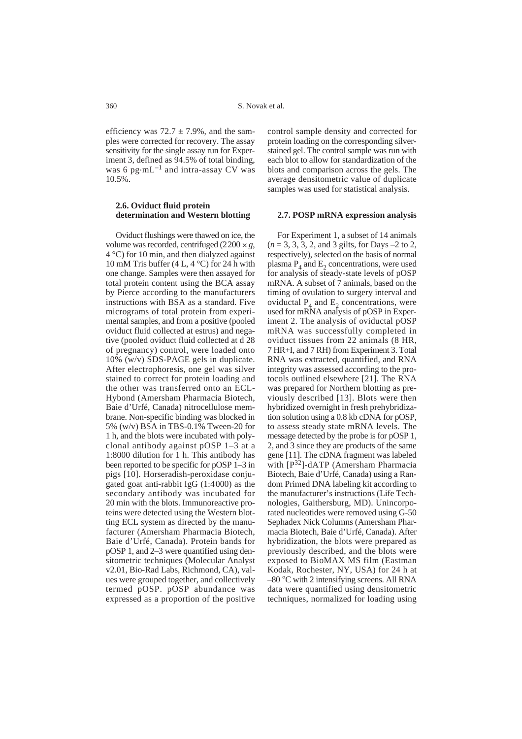efficiency was $72.7 \pm 7.9\%$, and the samples were corrected for recovery. The assay sensitivity for the single assay run for Experiment 3, defined as 94.5% of total binding, was 6 $pg \cdot mL^{-1}$ and intra-assay CV was 10.5%.

### 2.6. Oviduct fluid protein determination and Western blotting

Oviduct flushings were thawed on ice, the volume was recorded, centrifuged ($2200 \times g$, 4 °C) for 10 min, and then dialyzed against 10 mM Tris buffer (4 L, 4 °C) for 24 h with one change. Samples were then assayed for total protein content using the BCA assay by Pierce according to the manufacturers instructions with BSA as a standard. Five micrograms of total protein from experimental samples, and from a positive (pooled oviduct fluid collected at estrus) and negative (pooled oviduct fluid collected at d 28 of pregnancy) control, were loaded onto 10% (w/v) SDS-PAGE gels in duplicate. After electrophoresis, one gel was silver stained to correct for protein loading and the other was transferred onto an ECL-Hybond (Amersham Pharmacia Biotech, Baie d'Urfé, Canada) nitrocellulose membrane. Non-specific binding was blocked in 5% (w/v) BSA in TBS-0.1% Tween-20 for 1 h, and the blots were incubated with polyclonal antibody against pOSP 1–3 at a 1:8000 dilution for 1 h. This antibody has been reported to be specific for pOSP 1–3 in pigs [10]. Horseradish-peroxidase conjugated goat anti-rabbit IgG (1:4000) as the secondary antibody was incubated for 20 min with the blots. Immunoreactive proteins were detected using the Western blotting ECL system as directed by the manufacturer (Amersham Pharmacia Biotech, Baie d'Urfé, Canada). Protein bands for pOSP 1, and 2–3 were quantified using densitometric techniques (Molecular Analyst v2.01, Bio-Rad Labs, Richmond, CA), values were grouped together, and collectively termed pOSP. pOSP abundance was expressed as a proportion of the positive control sample density and corrected for protein loading on the corresponding silver-stained gel. The control sample was run with each blot to allow for standardization of the blots and comparison across the gels. The average densitometric value of duplicate samples was used for statistical analysis.

### 2.7. POSP mRNA expression analysis

For Experiment 1, a subset of 14 animals ($n = 3, 3, 3, 2$, and 3 gilts, for Days –2 to 2, respectively), selected on the basis of normal plasma $P_4$ and $E_2$ concentrations, were used for analysis of steady-state levels of pOSP mRNA. A subset of 7 animals, based on the timing of ovulation to surgery interval and oviductal $P_4$ and $E_2$ concentrations, were used for mRNA analysis of pOSP in Experiment 2. The analysis of oviductal pOSP mRNA was successfully completed in oviduct tissues from 22 animals (8 HR, 7 HR+I, and 7 RH) from Experiment 3. Total RNA was extracted, quantified, and RNA integrity was assessed according to the protocols outlined elsewhere [21]. The RNA was prepared for Northern blotting as previously described [13]. Blots were then hybridized overnight in fresh prehybridization solution using a 0.8 kb cDNA for pOSP, to assess steady state mRNA levels. The message detected by the probe is for pOSP 1, 2, and 3 since they are products of the same gene [11]. The cDNA fragment was labeled with [$P^{32}$]-dATP (Amersham Pharmacia Biotech, Baie d'Urfé, Canada) using a Random Primed DNA labeling kit according to the manufacturer's instructions (Life Technologies, Gaithersburg, MD). Unincorporated nucleotides were removed using G-50 Sephadex Nick Columns (Amersham Pharmacia Biotech, Baie d'Urfé, Canada). After hybridization, the blots were prepared as previously described, and the blots were exposed to BioMAX MS film (Eastman Kodak, Rochester, NY, USA) for 24 h at –80 °C with 2 intensifying screens. All RNA data were quantified using densitometric techniques, normalized for loading using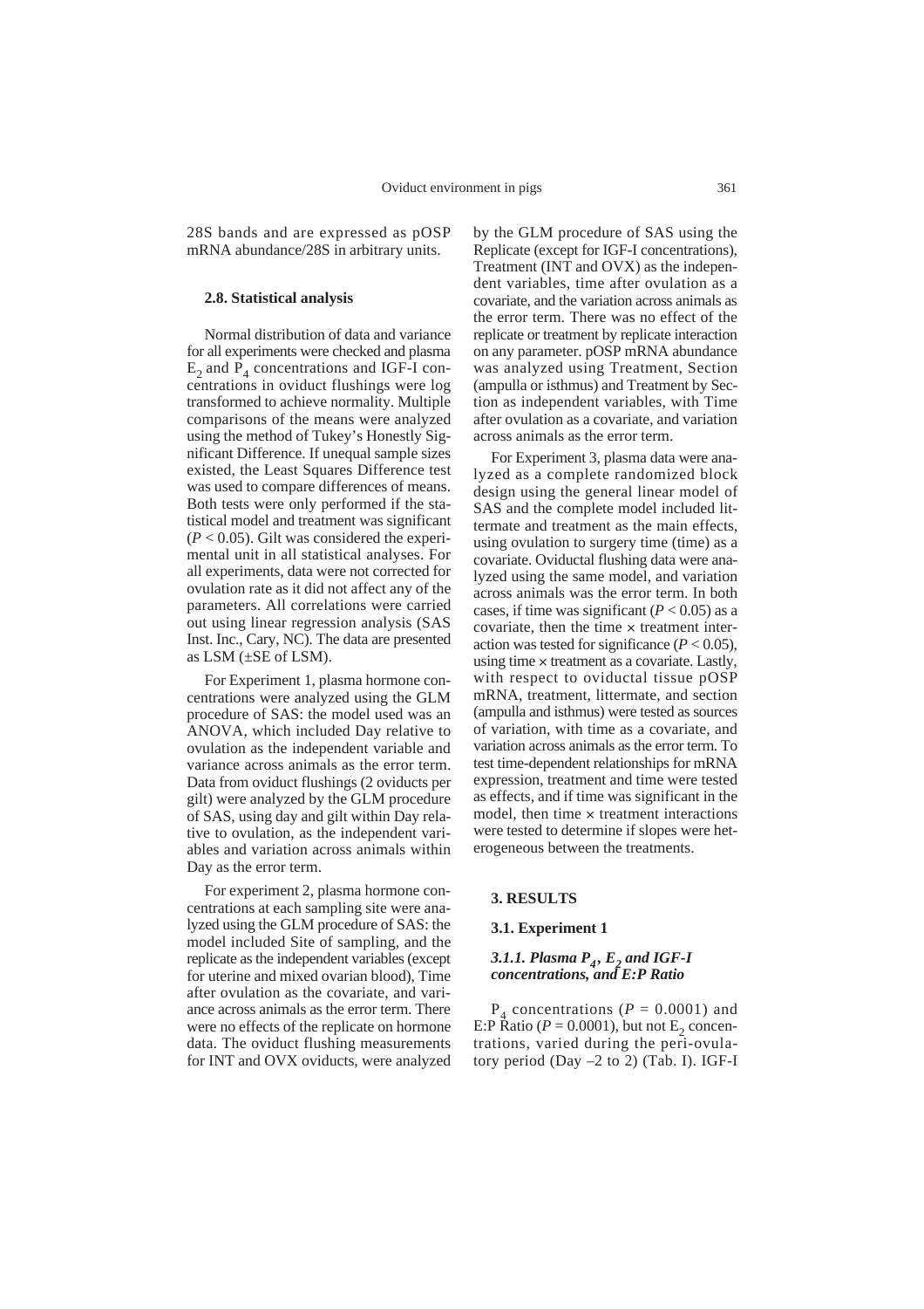28S bands and are expressed as pOSP mRNA abundance/28S in arbitrary units.

### 2.8. Statistical analysis

Normal distribution of data and variance for all experiments were checked and plasma $E_2$ and $P_4$ concentrations and IGF-I concentrations in oviduct flushings were log transformed to achieve normality. Multiple comparisons of the means were analyzed using the method of Tukey's Honestly Significant Difference. If unequal sample sizes existed, the Least Squares Difference test was used to compare differences of means. Both tests were only performed if the statistical model and treatment was significant ($P < 0.05$). Gilt was considered the experimental unit in all statistical analyses. For all experiments, data were not corrected for ovulation rate as it did not affect any of the parameters. All correlations were carried out using linear regression analysis (SAS Inst. Inc., Cary, NC). The data are presented as LSM (±SE of LSM).

For Experiment 1, plasma hormone concentrations were analyzed using the GLM procedure of SAS: the model used was an ANOVA, which included Day relative to ovulation as the independent variable and variance across animals as the error term. Data from oviduct flushings (2 oviducts per gilt) were analyzed by the GLM procedure of SAS, using day and gilt within Day relative to ovulation, as the independent variables and variation across animals within Day as the error term.

For experiment 2, plasma hormone concentrations at each sampling site were analyzed using the GLM procedure of SAS: the model included Site of sampling, and the replicate as the independent variables (except for uterine and mixed ovarian blood), Time after ovulation as the covariate, and variance across animals as the error term. There were no effects of the replicate on hormone data. The oviduct flushing measurements for INT and OVX oviducts, were analyzed by the GLM procedure of SAS using the Replicate (except for IGF-I concentrations), Treatment (INT and OVX) as the independent variables, time after ovulation as a covariate, and the variation across animals as the error term. There was no effect of the replicate or treatment by replicate interaction on any parameter. pOSP mRNA abundance was analyzed using Treatment, Section (ampulla or isthmus) and Treatment by Section as independent variables, with Time after ovulation as a covariate, and variation across animals as the error term.

For Experiment 3, plasma data were analyzed as a complete randomized block design using the general linear model of SAS and the complete model included littermate and treatment as the main effects, using ovulation to surgery time (time) as a covariate. Oviductal flushing data were analyzed using the same model, and variation across animals was the error term. In both cases, if time was significant ($P < 0.05$) as a covariate, then the time × treatment interaction was tested for significance ($P < 0.05$), using time × treatment as a covariate. Lastly, with respect to oviductal tissue pOSP mRNA, treatment, littermate, and section (ampulla and isthmus) were tested as sources of variation, with time as a covariate, and variation across animals as the error term. To test time-dependent relationships for mRNA expression, treatment and time were tested as effects, and if time was significant in the model, then time × treatment interactions were tested to determine if slopes were heterogeneous between the treatments.

## 3. RESULTS

### 3.1. Experiment 1

#### 3.1.1. Plasma $P_4$, $E_2$ and IGF-I concentrations, and E:P Ratio

$P_4$ concentrations ($P = 0.0001$) and E:P Ratio ($P = 0.0001$), but not $E_2$ concentrations, varied during the peri-ovulatory period (Day –2 to 2) (Tab. I). IGF-I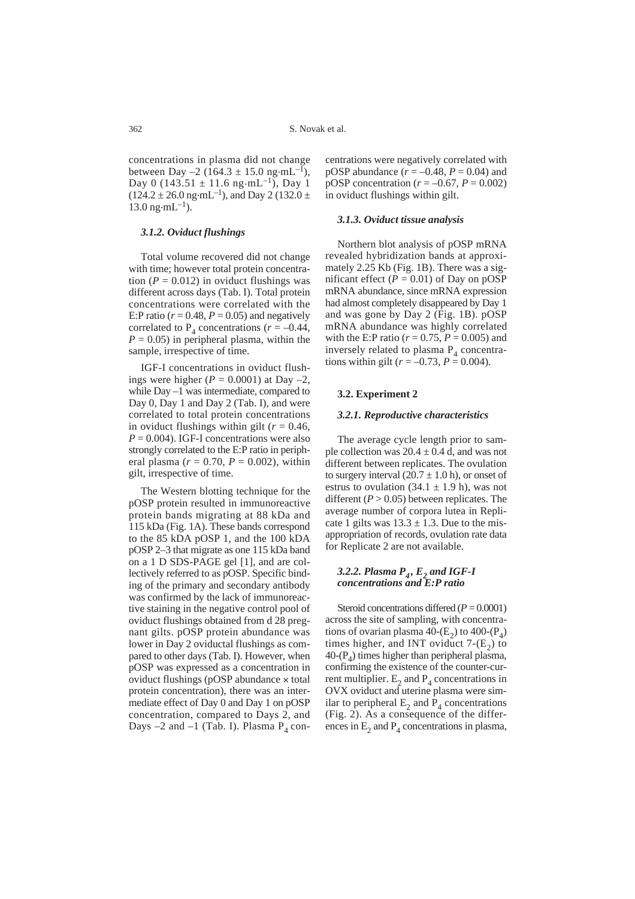concentrations in plasma did not change between Day –2 (164.3 ± 15.0 ng·mL$^{-1}$), Day 0 (143.51 ± 11.6 ng·mL$^{-1}$), Day 1 (124.2 ± 26.0 ng·mL$^{-1}$), and Day 2 (132.0 ± 13.0 ng·mL$^{-1}$).

#### *3.1.2. Oviduct flushings*

Total volume recovered did not change with time; however total protein concentration ($P = 0.012$) in oviduct flushings was different across days (Tab. I). Total protein concentrations were correlated with the E:P ratio ($r = 0.48$, $P = 0.05$) and negatively correlated to $P_4$ concentrations ($r = -0.44$, $P = 0.05$) in peripheral plasma, within the sample, irrespective of time.

IGF-I concentrations in oviduct flushings were higher ($P = 0.0001$) at Day –2, while Day –1 was intermediate, compared to Day 0, Day 1 and Day 2 (Tab. I), and were correlated to total protein concentrations in oviduct flushings within gilt ($r = 0.46$, $P = 0.004$). IGF-I concentrations were also strongly correlated to the E:P ratio in peripheral plasma ($r = 0.70$, $P = 0.002$), within gilt, irrespective of time.

The Western blotting technique for the pOSP protein resulted in immunoreactive protein bands migrating at 88 kDa and 115 kDa (Fig. 1A). These bands correspond to the 85 kDA pOSP 1, and the 100 kDA pOSP 2–3 that migrate as one 115 kDa band on a 1 D SDS-PAGE gel [1], and are collectively referred to as pOSP. Specific binding of the primary and secondary antibody was confirmed by the lack of immunoreactive staining in the negative control pool of oviduct flushings obtained from d 28 pregnant gilts. pOSP protein abundance was lower in Day 2 oviductal flushings as compared to other days (Tab. I). However, when pOSP was expressed as a concentration in oviduct flushings (pOSP abundance × total protein concentration), there was an intermediate effect of Day 0 and Day 1 on pOSP concentration, compared to Days 2, and Days –2 and –1 (Tab. I). Plasma $P_4$ concentrations were negatively correlated with pOSP abundance ($r = -0.48$, $P = 0.04$) and pOSP concentration ($r = -0.67$, $P = 0.002$) in oviduct flushings within gilt.

#### *3.1.3. Oviduct tissue analysis*

Northern blot analysis of pOSP mRNA revealed hybridization bands at approximately 2.25 Kb (Fig. 1B). There was a significant effect ($P = 0.01$) of Day on pOSP mRNA abundance, since mRNA expression had almost completely disappeared by Day 1 and was gone by Day 2 (Fig. 1B). pOSP mRNA abundance was highly correlated with the E:P ratio ($r = 0.75$, $P = 0.005$) and inversely related to plasma $P_4$ concentrations within gilt ($r = -0.73$, $P = 0.004$).

### 3.2. Experiment 2

#### *3.2.1. Reproductive characteristics*

The average cycle length prior to sample collection was 20.4 ± 0.4 d, and was not different between replicates. The ovulation to surgery interval (20.7 ± 1.0 h), or onset of estrus to ovulation (34.1 ± 1.9 h), was not different ($P > 0.05$) between replicates. The average number of corpora lutea in Replicate 1 gilts was 13.3 ± 1.3. Due to the misappropriation of records, ovulation rate data for Replicate 2 are not available.

#### *3.2.2. Plasma $P_4$, $E_2$ and IGF-I concentrations and E:P ratio*

Steroid concentrations differed ($P = 0.0001$) across the site of sampling, with concentrations of ovarian plasma 40-($E_2$) to 400-($P_4$) times higher, and INT oviduct 7-($E_2$) to 40-($P_4$) times higher than peripheral plasma, confirming the existence of the counter-current multiplier. $E_2$ and $P_4$ concentrations in OVX oviduct and uterine plasma were similar to peripheral $E_2$ and $P_4$ concentrations (Fig. 2). As a consequence of the differences in $E_2$ and $P_4$ concentrations in plasma,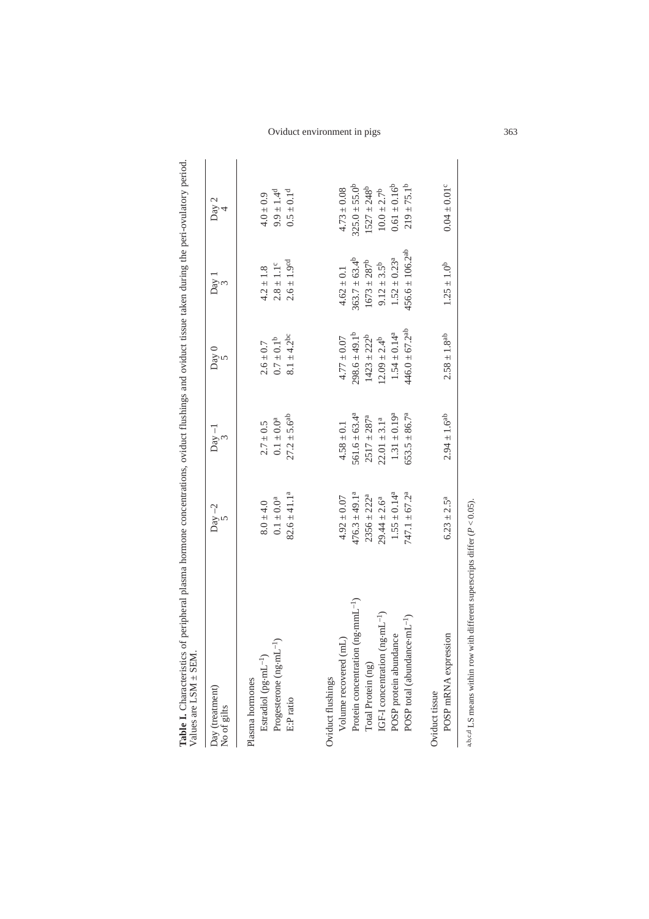**Table I.** Characteristics of peripheral plasma hormone concentrations, oviduct flushings and oviduct tissue taken during the peri-ovulatory period. Values are LSM ± SEM.

| Day (treatment)<br>No of gilts | Day –2<br>5 | Day –1<br>3 | Day 0<br>5 | Day 1<br>3 | Day 2<br>4 |
|---|---|---|---|---|---|
| Plasma hormones | | | | | |
| Estradiol ($pg \cdot mL^{-1}$) | 8.0 ± 4.0 | 2.7 ± 0.5 | 2.6 ± 0.7 | 4.2 ± 1.8 | 4.0 ± 0.9 |
| Progesterone ($ng \cdot mL^{-1}$) | $0.1 \pm 0.0^{a}$ | $0.1 \pm 0.0^{a}$ | $0.7 \pm 0.1^{b}$ | $2.8 \pm 1.1^{c}$ | $9.9 \pm 1.4^{d}$ |
| E:P ratio | $82.6 \pm 41.1^{a}$ | $27.2 \pm 5.6^{ab}$ | $8.1 \pm 4.2^{bc}$ | $2.6 \pm 1.9^{cd}$ | $0.5 \pm 0.1^{d}$ |
| Oviduct flushings | | | | | |
| Volume recovered (mL) | 4.92 ± 0.07 | 4.58 ± 0.1 | 4.77 ± 0.07 | 4.62 ± 0.1 | 4.73 ± 0.08 |
| Protein concentration ($ng \cdot mmL^{-1}$) | $476.3 \pm 49.1^{a}$ | $561.6 \pm 63.4^{a}$ | $298.6 \pm 49.1^{b}$ | $363.7 \pm 63.4^{b}$ | $325.0 \pm 55.0^{b}$ |
| Total Protein (ng) | $2356 \pm 222^{a}$ | $2517 \pm 287^{a}$ | $1423 \pm 222^{b}$ | $1673 \pm 287^{b}$ | $1527 \pm 248^{b}$ |
| IGF-I concentration ($ng \cdot mL^{-1}$) | $29.44 \pm 2.6^{a}$ | $22.01 \pm 3.1^{a}$ | $12.09 \pm 2.4^{b}$ | $9.12 \pm 3.5^{b}$ | $10.0 \pm 2.7^{b}$ |
| POSP protein abundance | $1.55 \pm 0.14^{a}$ | $1.31 \pm 0.19^{a}$ | $1.54 \pm 0.14^{a}$ | $1.52 \pm 0.23^{a}$ | $0.61 \pm 0.16^{b}$ |
| POSP total ($abundance \cdot mL^{-1}$) | $747.1 \pm 67.2^{a}$ | $653.5 \pm 86.7^{a}$ | $446.0 \pm 67.2^{ab}$ | $456.6 \pm 106.2^{ab}$ | $219 \pm 75.1^{b}$ |
| Oviduct tissue | | | | | |
| POSP mRNA expression | $6.23 \pm 2.5^{a}$ | $2.94 \pm 1.6^{ab}$ | $2.58 \pm 1.8^{ab}$ | $1.25 \pm 1.0^{b}$ | $0.04 \pm 0.01^{c}$ |

[a,b,c,d] LS means within row with different superscripts differ ($P < 0.05$).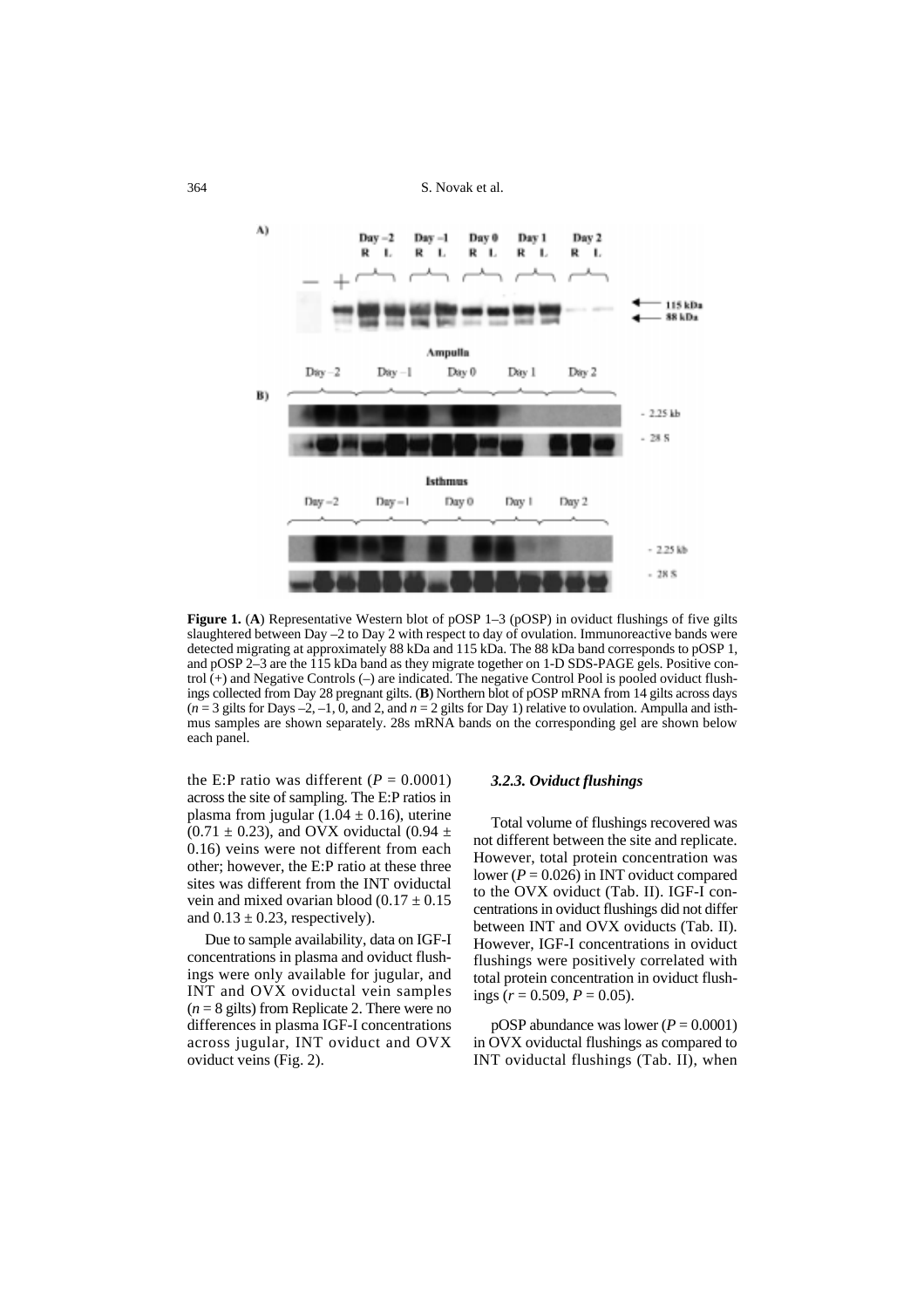**Figure 1.** (**A**) Representative Western blot of pOSP 1–3 (pOSP) in oviduct flushings of five gilts slaughtered between Day –2 to Day 2 with respect to day of ovulation. Immunoreactive bands were detected migrating at approximately 88 kDa and 115 kDa. The 88 kDa band corresponds to pOSP 1, and pOSP 2–3 are the 115 kDa band as they migrate together on 1-D SDS-PAGE gels. Positive control (+) and Negative Controls (–) are indicated. The negative Control Pool is pooled oviduct flushings collected from Day 28 pregnant gilts. (**B**) Northern blot of pOSP mRNA from 14 gilts across days ($n = 3$ gilts for Days –2, –1, 0, and 2, and $n = 2$ gilts for Day 1) relative to ovulation. Ampulla and isthmus samples are shown separately. 28s mRNA bands on the corresponding gel are shown below each panel.

the E:P ratio was different ($P = 0.0001$) across the site of sampling. The E:P ratios in plasma from jugular ($1.04 \pm 0.16$), uterine ($0.71 \pm 0.23$), and OVX oviductal ($0.94 \pm 0.16$) veins were not different from each other; however, the E:P ratio at these three sites was different from the INT oviductal vein and mixed ovarian blood ($0.17 \pm 0.15$ and $0.13 \pm 0.23$, respectively).

Due to sample availability, data on IGF-I concentrations in plasma and oviduct flushings were only available for jugular, and INT and OVX oviductal vein samples ($n = 8$ gilts) from Replicate 2. There were no differences in plasma IGF-I concentrations across jugular, INT oviduct and OVX oviduct veins (Fig. 2).

### *3.2.3. Oviduct flushings*

Total volume of flushings recovered was not different between the site and replicate. However, total protein concentration was lower ($P = 0.026$) in INT oviduct compared to the OVX oviduct (Tab. II). IGF-I concentrations in oviduct flushings did not differ between INT and OVX oviducts (Tab. II). However, IGF-I concentrations in oviduct flushings were positively correlated with total protein concentration in oviduct flushings ($r = 0.509$, $P = 0.05$).

pOSP abundance was lower ($P = 0.0001$) in OVX oviductal flushings as compared to INT oviductal flushings (Tab. II), when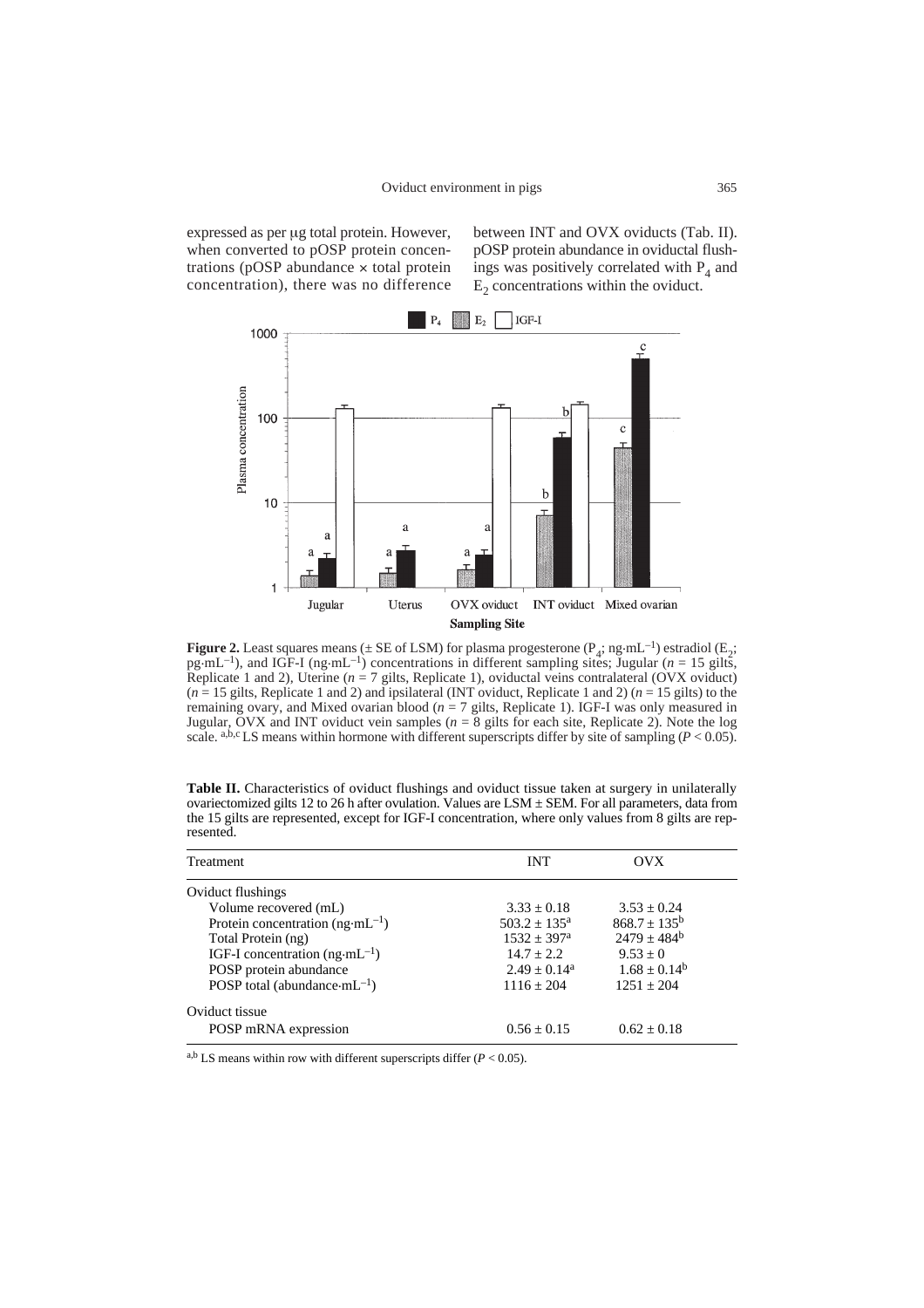expressed as per μg total protein. However, when converted to pOSP protein concentrations (pOSP abundance × total protein concentration), there was no difference between INT and OVX oviducts (Tab. II). pOSP protein abundance in oviductal flushings was positively correlated with $P_4$ and $E_2$ concentrations within the oviduct.

**Figure 2.** Least squares means (± SE of LSM) for plasma progesterone ($P_4$; ng·mL$^{-1}$) estradiol ($E_2$; pg·mL$^{-1}$), and IGF-I (ng·mL$^{-1}$) concentrations in different sampling sites; Jugular ($n$ = 15 gilts, Replicate 1 and 2), Uterine ($n$ = 7 gilts, Replicate 1), oviductal veins contralateral (OVX oviduct) ($n$ = 15 gilts, Replicate 1 and 2) and ipsilateral (INT oviduct, Replicate 1 and 2) ($n$ = 15 gilts) to the remaining ovary, and Mixed ovarian blood ($n$ = 7 gilts, Replicate 1). IGF-I was only measured in Jugular, OVX and INT oviduct vein samples ($n$ = 8 gilts for each site, Replicate 2). Note the log scale. [a,b,c] LS means within hormone with different superscripts differ by site of sampling ($P < 0.05$).

**Table II.** Characteristics of oviduct flushings and oviduct tissue taken at surgery in unilaterally ovariectomized gilts 12 to 26 h after ovulation. Values are LSM ± SEM. For all parameters, data from the 15 gilts are represented, except for IGF-I concentration, where only values from 8 gilts are represented.

| Treatment | INT | OVX |
|---|---|---|
| Oviduct flushings | | |
| Volume recovered (mL) | 3.33 ± 0.18 | 3.53 ± 0.24 |
| Protein concentration (ng·mL$^{-1}$) | 503.2 ± 135[a] | 868.7 ± 135[b] |
| Total Protein (ng) | 1532 ± 397[a] | 2479 ± 484[b] |
| IGF-I concentration (ng·mL$^{-1}$) | 14.7 ± 2.2 | 9.53 ± 0 |
| POSP protein abundance | 2.49 ± 0.14[a] | 1.68 ± 0.14[b] |
| POSP total (abundance·mL$^{-1}$) | 1116 ± 204 | 1251 ± 204 |
| Oviduct tissue | | |
| POSP mRNA expression | 0.56 ± 0.15 | 0.62 ± 0.18 |

[a,b] LS means within row with different superscripts differ ($P < 0.05$).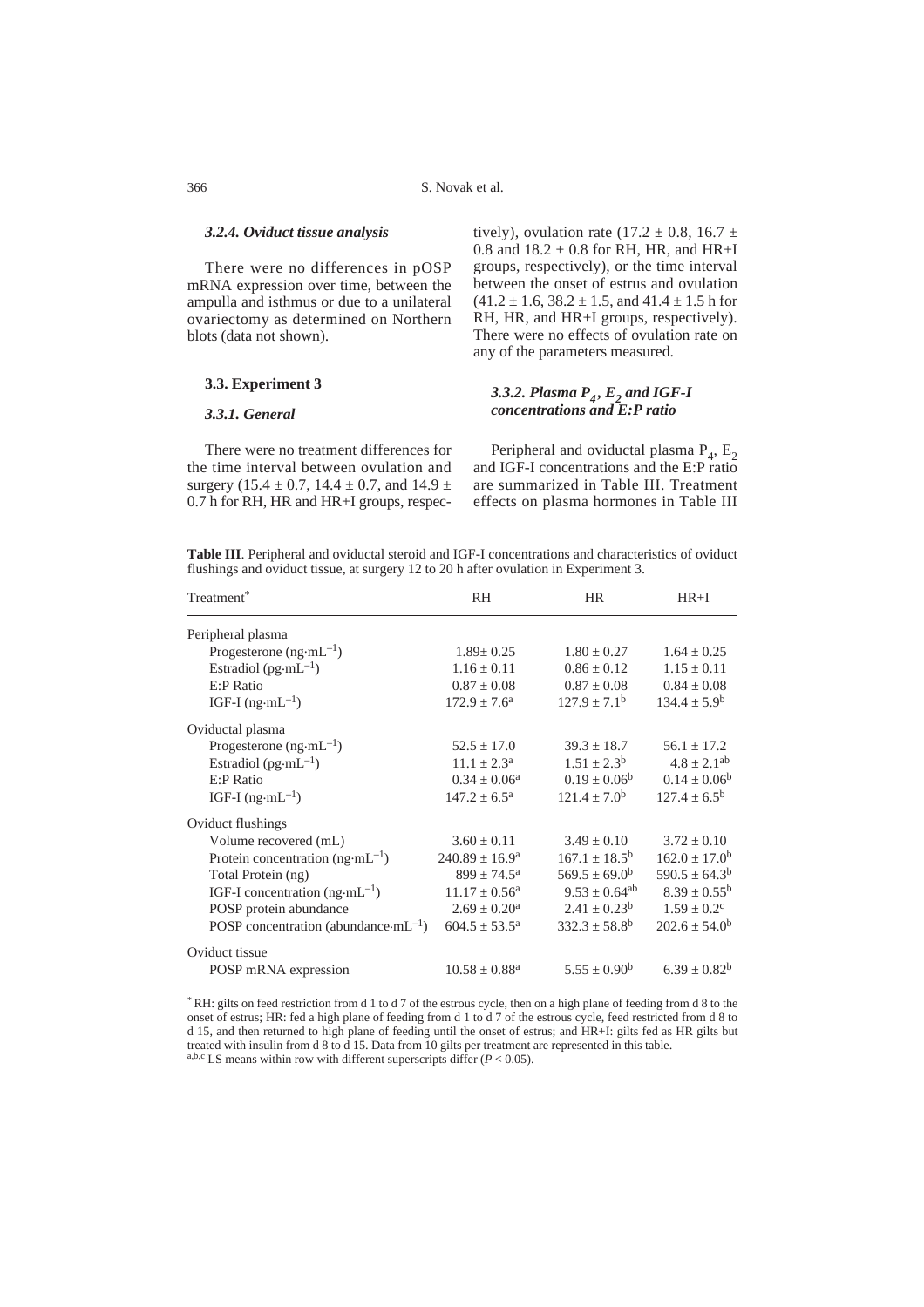#### *3.2.4. Oviduct tissue analysis*

There were no differences in pOSP mRNA expression over time, between the ampulla and isthmus or due to a unilateral ovariectomy as determined on Northern blots (data not shown).

### 3.3. Experiment 3

#### *3.3.1. General*

There were no treatment differences for the time interval between ovulation and surgery (15.4 ± 0.7, 14.4 ± 0.7, and 14.9 ± 0.7 h for RH, HR and HR+I groups, respectively), ovulation rate (17.2 ± 0.8, 16.7 ± 0.8 and 18.2 ± 0.8 for RH, HR, and HR+I groups, respectively), or the time interval between the onset of estrus and ovulation (41.2 ± 1.6, 38.2 ± 1.5, and 41.4 ± 1.5 h for RH, HR, and HR+I groups, respectively). There were no effects of ovulation rate on any of the parameters measured.

#### *3.3.2. Plasma $P_4$, $E_2$ and IGF-I concentrations and E:P ratio*

Peripheral and oviductal plasma $P_4$, $E_2$ and IGF-I concentrations and the E:P ratio are summarized in Table III. Treatment effects on plasma hormones in Table III

**Table III**. Peripheral and oviductal steroid and IGF-I concentrations and characteristics of oviduct flushings and oviduct tissue, at surgery 12 to 20 h after ovulation in Experiment 3.

| Treatment* | RH | HR | HR+I |
|---|---|---|---|
| Peripheral plasma | | | |
| Progesterone ($ng \cdot mL^{-1}$) | 1.89± 0.25 | 1.80 ± 0.27 | 1.64 ± 0.25 |
| Estradiol ($pg \cdot mL^{-1}$) | 1.16 ± 0.11 | 0.86 ± 0.12 | 1.15 ± 0.11 |
| E:P Ratio | 0.87 ± 0.08 | 0.87 ± 0.08 | 0.84 ± 0.08 |
| IGF-I ($ng \cdot mL^{-1}$) | 172.9 ± 7.6[a] | 127.9 ± 7.1[b] | 134.4 ± 5.9[b] |
| Oviductal plasma | | | |
| Progesterone ($ng \cdot mL^{-1}$) | 52.5 ± 17.0 | 39.3 ± 18.7 | 56.1 ± 17.2 |
| Estradiol ($pg \cdot mL^{-1}$) | 11.1 ± 2.3[a] | 1.51 ± 2.3[b] | 4.8 ± 2.1[ab] |
| E:P Ratio | 0.34 ± 0.06[a] | 0.19 ± 0.06[b] | 0.14 ± 0.06[b] |
| IGF-I ($ng \cdot mL^{-1}$) | 147.2 ± 6.5[a] | 121.4 ± 7.0[b] | 127.4 ± 6.5[b] |
| Oviduct flushings | | | |
| Volume recovered (mL) | 3.60 ± 0.11 | 3.49 ± 0.10 | 3.72 ± 0.10 |
| Protein concentration ($ng \cdot mL^{-1}$) | 240.89 ± 16.9[a] | 167.1 ± 18.5[b] | 162.0 ± 17.0[b] |
| Total Protein (ng) | 899 ± 74.5[a] | 569.5 ± 69.0[b] | 590.5 ± 64.3[b] |
| IGF-I concentration ($ng \cdot mL^{-1}$) | 11.17 ± 0.56[a] | 9.53 ± 0.64[ab] | 8.39 ± 0.55[b] |
| POSP protein abundance | 2.69 ± 0.20[a] | 2.41 ± 0.23[b] | 1.59 ± 0.2[c] |
| POSP concentration ($abundance \cdot mL^{-1}$) | 604.5 ± 53.5[a] | 332.3 ± 58.8[b] | 202.6 ± 54.0[b] |
| Oviduct tissue | | | |
| POSP mRNA expression | 10.58 ± 0.88[a] | 5.55 ± 0.90[b] | 6.39 ± 0.82[b] |

\* RH: gilts on feed restriction from d 1 to d 7 of the estrous cycle, then on a high plane of feeding from d 8 to the onset of estrus; HR: fed a high plane of feeding from d 1 to d 7 of the estrous cycle, feed restricted from d 8 to d 15, and then returned to high plane of feeding until the onset of estrus; and HR+I: gilts fed as HR gilts but treated with insulin from d 8 to d 15. Data from 10 gilts per treatment are represented in this table.

[a,b,c] LS means within row with different superscripts differ ($P < 0.05$).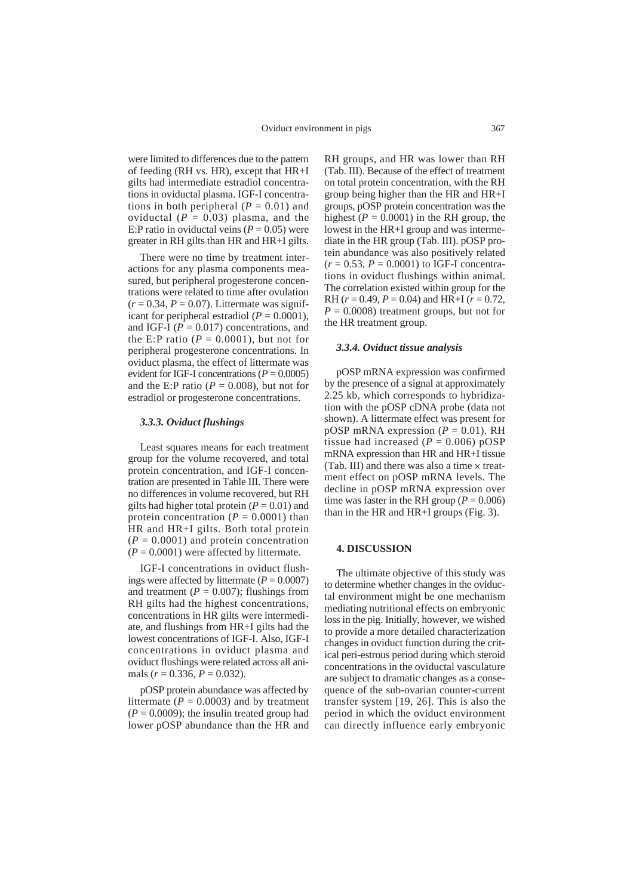were limited to differences due to the pattern of feeding (RH vs. HR), except that HR+I gilts had intermediate estradiol concentrations in oviductal plasma. IGF-I concentrations in both peripheral ($P = 0.01$) and oviductal ($P = 0.03$) plasma, and the E:P ratio in oviductal veins ($P = 0.05$) were greater in RH gilts than HR and HR+I gilts.

There were no time by treatment interactions for any plasma components measured, but peripheral progesterone concentrations were related to time after ovulation ($r = 0.34$, $P = 0.07$). Littermate was significant for peripheral estradiol ($P = 0.0001$), and IGF-I ($P = 0.017$) concentrations, and the E:P ratio ($P = 0.0001$), but not for peripheral progesterone concentrations. In oviduct plasma, the effect of littermate was evident for IGF-I concentrations ($P = 0.0005$) and the E:P ratio ($P = 0.008$), but not for estradiol or progesterone concentrations.

#### *3.3.3. Oviduct flushings*

Least squares means for each treatment group for the volume recovered, and total protein concentration, and IGF-I concentration are presented in Table III. There were no differences in volume recovered, but RH gilts had higher total protein ($P = 0.01$) and protein concentration ($P = 0.0001$) than HR and HR+I gilts. Both total protein ($P = 0.0001$) and protein concentration ($P = 0.0001$) were affected by littermate.

IGF-I concentrations in oviduct flushings were affected by littermate ($P = 0.0007$) and treatment ($P = 0.007$); flushings from RH gilts had the highest concentrations, concentrations in HR gilts were intermediate, and flushings from HR+I gilts had the lowest concentrations of IGF-I. Also, IGF-I concentrations in oviduct plasma and oviduct flushings were related across all animals ($r = 0.336$, $P = 0.032$).

pOSP protein abundance was affected by littermate ($P = 0.0003$) and by treatment ($P = 0.0009$); the insulin treated group had lower pOSP abundance than the HR and RH groups, and HR was lower than RH (Tab. III). Because of the effect of treatment on total protein concentration, with the RH group being higher than the HR and HR+I groups, pOSP protein concentration was the highest ($P = 0.0001$) in the RH group, the lowest in the HR+I group and was intermediate in the HR group (Tab. III). pOSP protein abundance was also positively related ($r = 0.53$, $P = 0.0001$) to IGF-I concentrations in oviduct flushings within animal. The correlation existed within group for the RH ($r = 0.49$, $P = 0.04$) and HR+I ($r = 0.72$, $P = 0.0008$) treatment groups, but not for the HR treatment group.

#### *3.3.4. Oviduct tissue analysis*

pOSP mRNA expression was confirmed by the presence of a signal at approximately 2.25 kb, which corresponds to hybridization with the pOSP cDNA probe (data not shown). A littermate effect was present for pOSP mRNA expression ($P = 0.01$). RH tissue had increased ($P = 0.006$) pOSP mRNA expression than HR and HR+I tissue (Tab. III) and there was also a time × treatment effect on pOSP mRNA levels. The decline in pOSP mRNA expression over time was faster in the RH group ($P = 0.006$) than in the HR and HR+I groups (Fig. 3).

## 4. DISCUSSION

The ultimate objective of this study was to determine whether changes in the oviductal environment might be one mechanism mediating nutritional effects on embryonic loss in the pig. Initially, however, we wished to provide a more detailed characterization changes in oviduct function during the critical peri-estrous period during which steroid concentrations in the oviductal vasculature are subject to dramatic changes as a consequence of the sub-ovarian counter-current transfer system [19, 26]. This is also the period in which the oviduct environment can directly influence early embryonic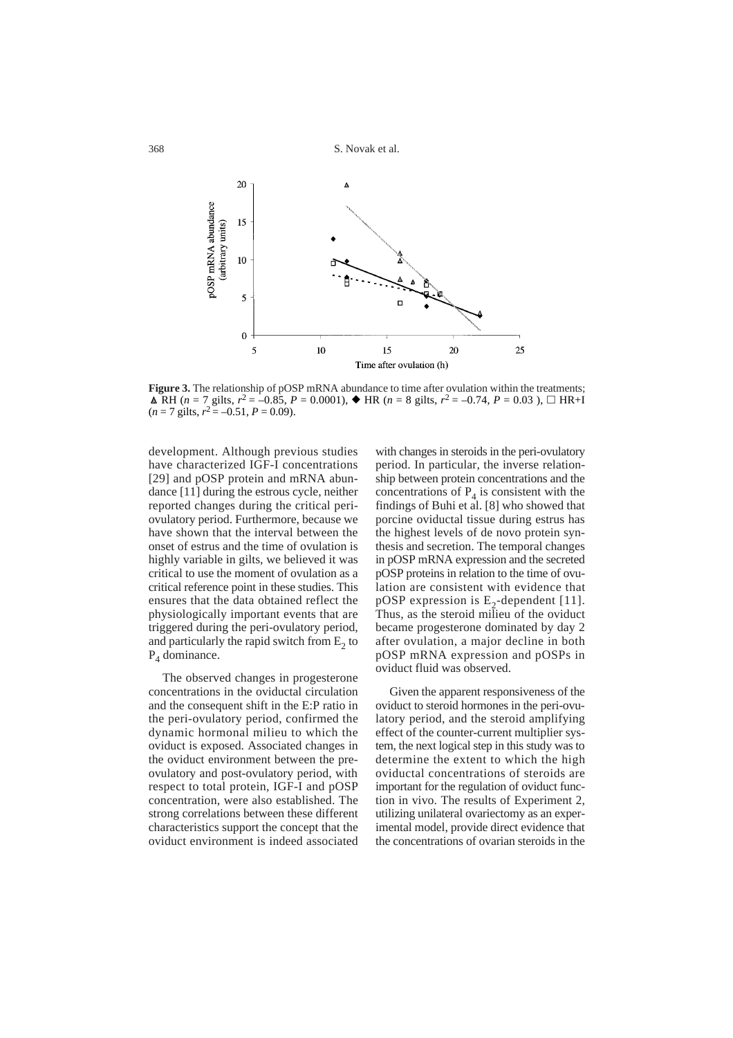**Figure 3.** The relationship of pOSP mRNA abundance to time after ovulation within the treatments; ▲ RH ($n$ = 7 gilts, $r^2 = -0.85$, $P = 0.0001$), ◆ HR ($n$ = 8 gilts, $r^2 = -0.74$, $P = 0.03$ ), □ HR+I ($n$ = 7 gilts, $r^2 = -0.51$, $P = 0.09$).

development. Although previous studies have characterized IGF-I concentrations [29] and pOSP protein and mRNA abundance [11] during the estrous cycle, neither reported changes during the critical peri-ovulatory period. Furthermore, because we have shown that the interval between the onset of estrus and the time of ovulation is highly variable in gilts, we believed it was critical to use the moment of ovulation as a critical reference point in these studies. This ensures that the data obtained reflect the physiologically important events that are triggered during the peri-ovulatory period, and particularly the rapid switch from $E_2$ to $P_4$ dominance.

The observed changes in progesterone concentrations in the oviductal circulation and the consequent shift in the E:P ratio in the peri-ovulatory period, confirmed the dynamic hormonal milieu to which the oviduct is exposed. Associated changes in the oviduct environment between the pre-ovulatory and post-ovulatory period, with respect to total protein, IGF-I and pOSP concentration, were also established. The strong correlations between these different characteristics support the concept that the oviduct environment is indeed associated with changes in steroids in the peri-ovulatory period. In particular, the inverse relationship between protein concentrations and the concentrations of $P_4$ is consistent with the findings of Buhi et al. [8] who showed that porcine oviductal tissue during estrus has the highest levels of de novo protein synthesis and secretion. The temporal changes in pOSP mRNA expression and the secreted pOSP proteins in relation to the time of ovulation are consistent with evidence that pOSP expression is $E_2$-dependent [11]. Thus, as the steroid milieu of the oviduct became progesterone dominated by day 2 after ovulation, a major decline in both pOSP mRNA expression and pOSPs in oviduct fluid was observed.

Given the apparent responsiveness of the oviduct to steroid hormones in the peri-ovulatory period, and the steroid amplifying effect of the counter-current multiplier system, the next logical step in this study was to determine the extent to which the high oviductal concentrations of steroids are important for the regulation of oviduct function in vivo. The results of Experiment 2, utilizing unilateral ovariectomy as an experimental model, provide direct evidence that the concentrations of ovarian steroids in the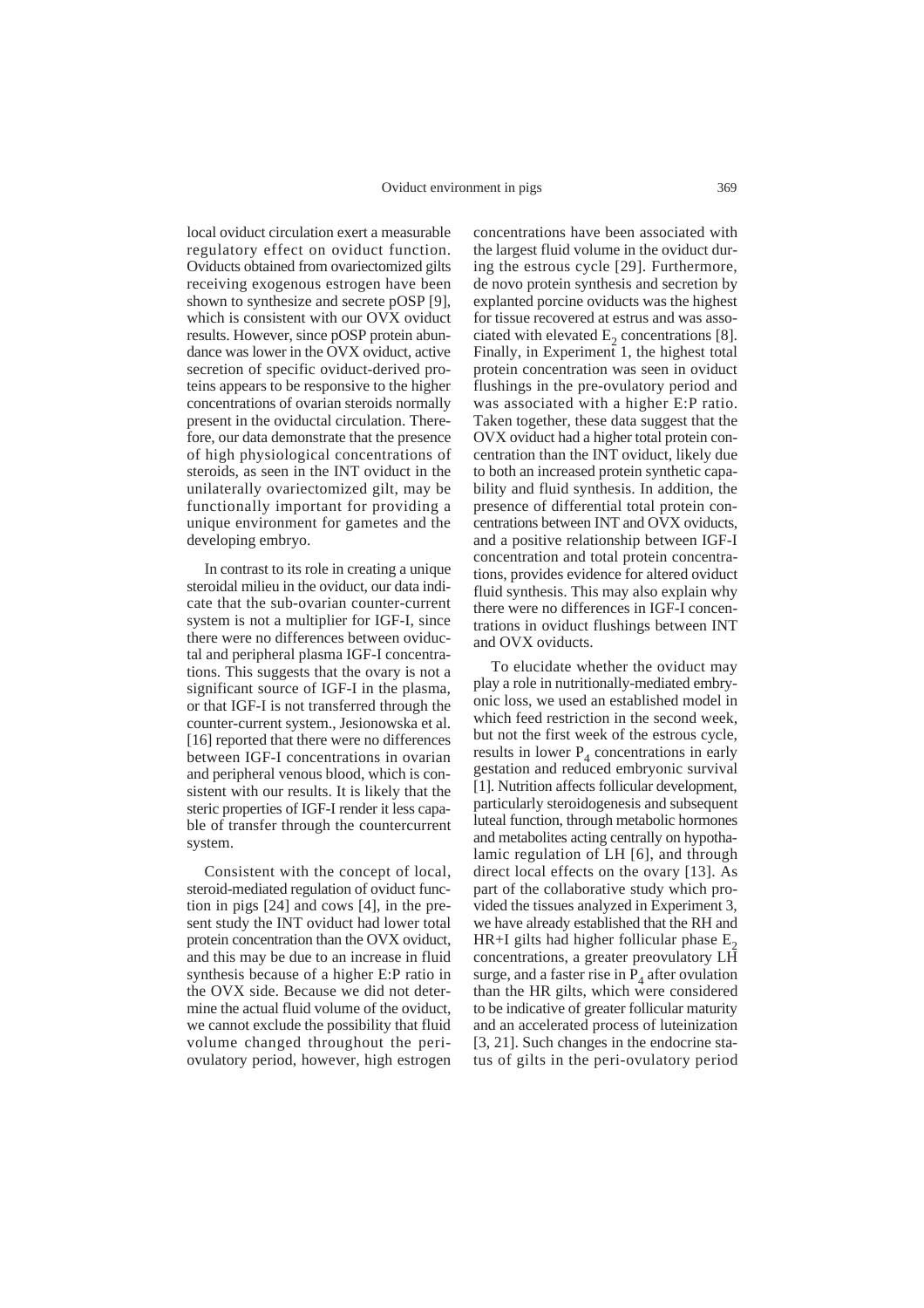local oviduct circulation exert a measurable regulatory effect on oviduct function. Oviducts obtained from ovariectomized gilts receiving exogenous estrogen have been shown to synthesize and secrete pOSP [9], which is consistent with our OVX oviduct results. However, since pOSP protein abundance was lower in the OVX oviduct, active secretion of specific oviduct-derived proteins appears to be responsive to the higher concentrations of ovarian steroids normally present in the oviductal circulation. Therefore, our data demonstrate that the presence of high physiological concentrations of steroids, as seen in the INT oviduct in the unilaterally ovariectomized gilt, may be functionally important for providing a unique environment for gametes and the developing embryo.

In contrast to its role in creating a unique steroidal milieu in the oviduct, our data indicate that the sub-ovarian counter-current system is not a multiplier for IGF-I, since there were no differences between oviductal and peripheral plasma IGF-I concentrations. This suggests that the ovary is not a significant source of IGF-I in the plasma, or that IGF-I is not transferred through the counter-current system., Jesionowska et al. [16] reported that there were no differences between IGF-I concentrations in ovarian and peripheral venous blood, which is consistent with our results. It is likely that the steric properties of IGF-I render it less capable of transfer through the countercurrent system.

Consistent with the concept of local, steroid-mediated regulation of oviduct function in pigs [24] and cows [4], in the present study the INT oviduct had lower total protein concentration than the OVX oviduct, and this may be due to an increase in fluid synthesis because of a higher E:P ratio in the OVX side. Because we did not determine the actual fluid volume of the oviduct, we cannot exclude the possibility that fluid volume changed throughout the peri-ovulatory period, however, high estrogen concentrations have been associated with the largest fluid volume in the oviduct during the estrous cycle [29]. Furthermore, de novo protein synthesis and secretion by explanted porcine oviducts was the highest for tissue recovered at estrus and was associated with elevated $E_2$ concentrations [8]. Finally, in Experiment 1, the highest total protein concentration was seen in oviduct flushings in the pre-ovulatory period and was associated with a higher E:P ratio. Taken together, these data suggest that the OVX oviduct had a higher total protein concentration than the INT oviduct, likely due to both an increased protein synthetic capability and fluid synthesis. In addition, the presence of differential total protein concentrations between INT and OVX oviducts, and a positive relationship between IGF-I concentration and total protein concentrations, provides evidence for altered oviduct fluid synthesis. This may also explain why there were no differences in IGF-I concentrations in oviduct flushings between INT and OVX oviducts.

To elucidate whether the oviduct may play a role in nutritionally-mediated embryonic loss, we used an established model in which feed restriction in the second week, but not the first week of the estrous cycle, results in lower $P_4$ concentrations in early gestation and reduced embryonic survival [1]. Nutrition affects follicular development, particularly steroidogenesis and subsequent luteal function, through metabolic hormones and metabolites acting centrally on hypothalamic regulation of LH [6], and through direct local effects on the ovary [13]. As part of the collaborative study which provided the tissues analyzed in Experiment 3, we have already established that the RH and HR+I gilts had higher follicular phase $E_2$ concentrations, a greater preovulatory LH surge, and a faster rise in $P_4$ after ovulation than the HR gilts, which were considered to be indicative of greater follicular maturity and an accelerated process of luteinization [3, 21]. Such changes in the endocrine status of gilts in the peri-ovulatory period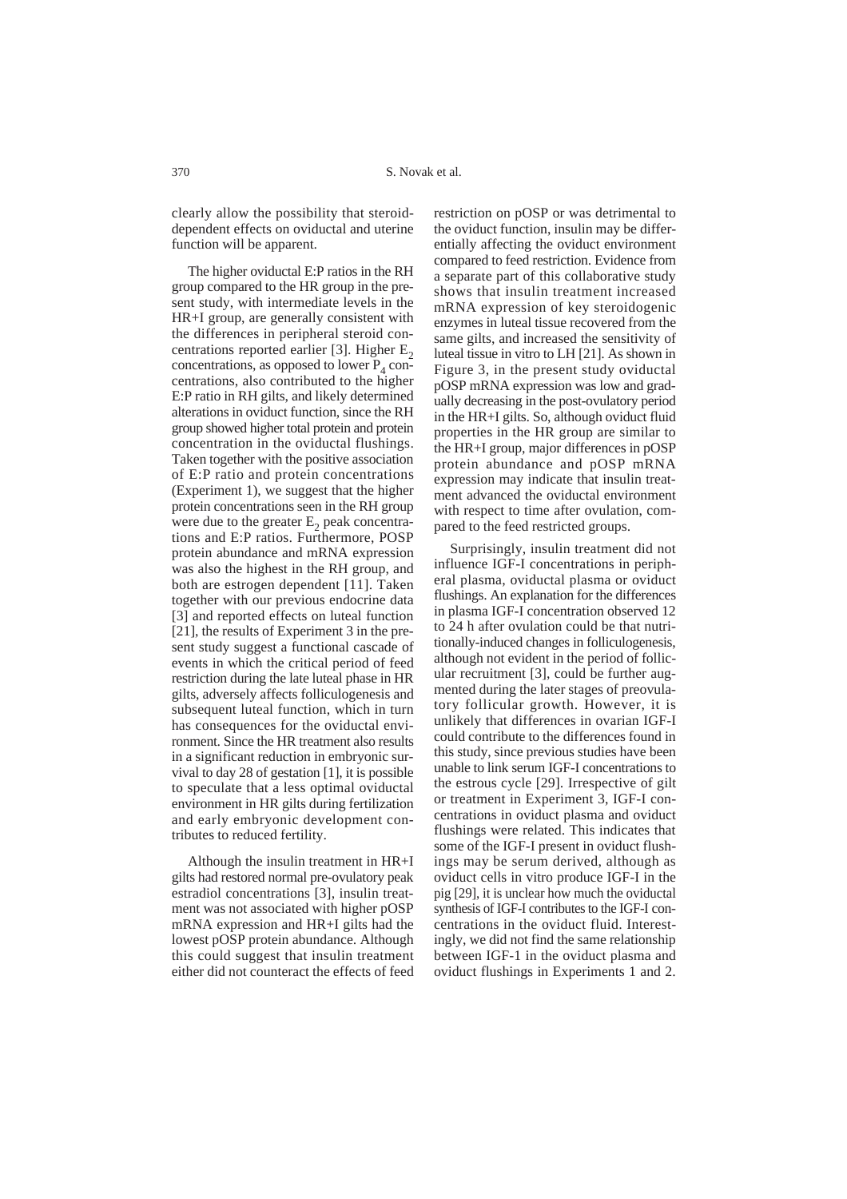clearly allow the possibility that steroid-dependent effects on oviductal and uterine function will be apparent.

The higher oviductal E:P ratios in the RH group compared to the HR group in the present study, with intermediate levels in the HR+I group, are generally consistent with the differences in peripheral steroid concentrations reported earlier [3]. Higher $E_2$ concentrations, as opposed to lower $P_4$ concentrations, also contributed to the higher E:P ratio in RH gilts, and likely determined alterations in oviduct function, since the RH group showed higher total protein and protein concentration in the oviductal flushings. Taken together with the positive association of E:P ratio and protein concentrations (Experiment 1), we suggest that the higher protein concentrations seen in the RH group were due to the greater $E_2$ peak concentrations and E:P ratios. Furthermore, POSP protein abundance and mRNA expression was also the highest in the RH group, and both are estrogen dependent [11]. Taken together with our previous endocrine data [3] and reported effects on luteal function [21], the results of Experiment 3 in the present study suggest a functional cascade of events in which the critical period of feed restriction during the late luteal phase in HR gilts, adversely affects folliculogenesis and subsequent luteal function, which in turn has consequences for the oviductal environment. Since the HR treatment also results in a significant reduction in embryonic survival to day 28 of gestation [1], it is possible to speculate that a less optimal oviductal environment in HR gilts during fertilization and early embryonic development contributes to reduced fertility.

Although the insulin treatment in HR+I gilts had restored normal pre-ovulatory peak estradiol concentrations [3], insulin treatment was not associated with higher pOSP mRNA expression and HR+I gilts had the lowest pOSP protein abundance. Although this could suggest that insulin treatment either did not counteract the effects of feed restriction on pOSP or was detrimental to the oviduct function, insulin may be differentially affecting the oviduct environment compared to feed restriction. Evidence from a separate part of this collaborative study shows that insulin treatment increased mRNA expression of key steroidogenic enzymes in luteal tissue recovered from the same gilts, and increased the sensitivity of luteal tissue in vitro to LH [21]. As shown in Figure 3, in the present study oviductal pOSP mRNA expression was low and gradually decreasing in the post-ovulatory period in the HR+I gilts. So, although oviduct fluid properties in the HR group are similar to the HR+I group, major differences in pOSP protein abundance and pOSP mRNA expression may indicate that insulin treatment advanced the oviductal environment with respect to time after ovulation, compared to the feed restricted groups.

Surprisingly, insulin treatment did not influence IGF-I concentrations in peripheral plasma, oviductal plasma or oviduct flushings. An explanation for the differences in plasma IGF-I concentration observed 12 to 24 h after ovulation could be that nutritionally-induced changes in folliculogenesis, although not evident in the period of follicular recruitment [3], could be further augmented during the later stages of preovulatory follicular growth. However, it is unlikely that differences in ovarian IGF-I could contribute to the differences found in this study, since previous studies have been unable to link serum IGF-I concentrations to the estrous cycle [29]. Irrespective of gilt or treatment in Experiment 3, IGF-I concentrations in oviduct plasma and oviduct flushings were related. This indicates that some of the IGF-I present in oviduct flushings may be serum derived, although as oviduct cells in vitro produce IGF-I in the pig [29], it is unclear how much the oviductal synthesis of IGF-I contributes to the IGF-I concentrations in the oviduct fluid. Interestingly, we did not find the same relationship between IGF-1 in the oviduct plasma and oviduct flushings in Experiments 1 and 2.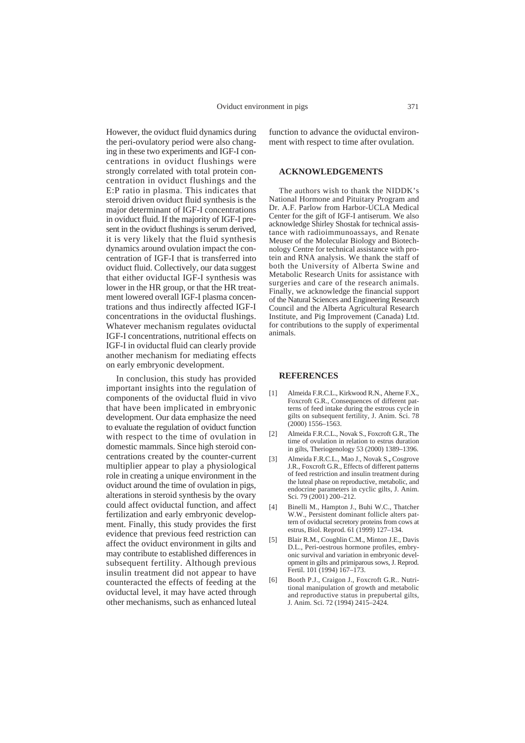However, the oviduct fluid dynamics during the peri-ovulatory period were also changing in these two experiments and IGF-I concentrations in oviduct flushings were strongly correlated with total protein concentration in oviduct flushings and the E:P ratio in plasma. This indicates that steroid driven oviduct fluid synthesis is the major determinant of IGF-I concentrations in oviduct fluid. If the majority of IGF-I present in the oviduct flushings is serum derived, it is very likely that the fluid synthesis dynamics around ovulation impact the concentration of IGF-I that is transferred into oviduct fluid. Collectively, our data suggest that either oviductal IGF-I synthesis was lower in the HR group, or that the HR treatment lowered overall IGF-I plasma concentrations and thus indirectly affected IGF-I concentrations in the oviductal flushings. Whatever mechanism regulates oviductal IGF-I concentrations, nutritional effects on IGF-I in oviductal fluid can clearly provide another mechanism for mediating effects on early embryonic development.

In conclusion, this study has provided important insights into the regulation of components of the oviductal fluid in vivo that have been implicated in embryonic development. Our data emphasize the need to evaluate the regulation of oviduct function with respect to the time of ovulation in domestic mammals. Since high steroid concentrations created by the counter-current multiplier appear to play a physiological role in creating a unique environment in the oviduct around the time of ovulation in pigs, alterations in steroid synthesis by the ovary could affect oviductal function, and affect fertilization and early embryonic development. Finally, this study provides the first evidence that previous feed restriction can affect the oviduct environment in gilts and may contribute to established differences in subsequent fertility. Although previous insulin treatment did not appear to have counteracted the effects of feeding at the oviductal level, it may have acted through other mechanisms, such as enhanced luteal function to advance the oviductal environment with respect to time after ovulation.

## ACKNOWLEDGEMENTS

The authors wish to thank the NIDDK's National Hormone and Pituitary Program and Dr. A.F. Parlow from Harbor-UCLA Medical Center for the gift of IGF-I antiserum. We also acknowledge Shirley Shostak for technical assistance with radioimmunoassays, and Renate Meuser of the Molecular Biology and Biotechnology Centre for technical assistance with protein and RNA analysis. We thank the staff of both the University of Alberta Swine and Metabolic Research Units for assistance with surgeries and care of the research animals. Finally, we acknowledge the financial support of the Natural Sciences and Engineering Research Council and the Alberta Agricultural Research Institute, and Pig Improvement (Canada) Ltd. for contributions to the supply of experimental animals.

## REFERENCES

[1] Almeida F.R.C.L., Kirkwood R.N., Aherne F.X., Foxcroft G.R., Consequences of different patterns of feed intake during the estrous cycle in gilts on subsequent fertility, J. Anim. Sci. 78 (2000) 1556–1563.

[2] Almeida F.R.C.L., Novak S., Foxcroft G.R., The time of ovulation in relation to estrus duration in gilts, Theriogenology 53 (2000) 1389–1396.

[3] Almeida F.R.C.L., Mao J., Novak S., Cosgrove J.R., Foxcroft G.R., Effects of different patterns of feed restriction and insulin treatment during the luteal phase on reproductive, metabolic, and endocrine parameters in cyclic gilts, J. Anim. Sci. 79 (2001) 200–212.

[4] Binelli M., Hampton J., Buhi W.C., Thatcher W.W., Persistent dominant follicle alters pattern of oviductal secretory proteins from cows at estrus, Biol. Reprod. 61 (1999) 127–134.

[5] Blair R.M., Coughlin C.M., Minton J.E., Davis D.L., Peri-oestrous hormone profiles, embryonic survival and variation in embryonic development in gilts and primiparous sows, J. Reprod. Fertil. 101 (1994) 167–173.

[6] Booth P.J., Craigon J., Foxcroft G.R.. Nutritional manipulation of growth and metabolic and reproductive status in prepubertal gilts, J. Anim. Sci. 72 (1994) 2415–2424.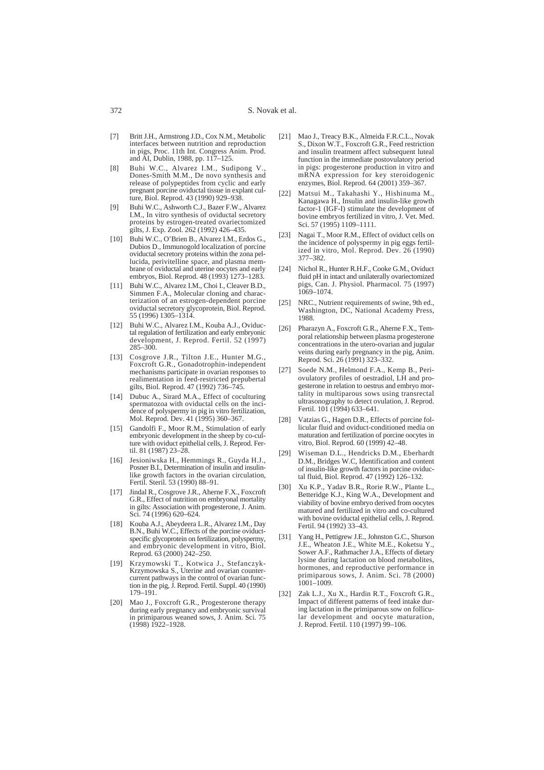[7] Britt J.H., Armstrong J.D., Cox N.M., Metabolic interfaces between nutrition and reproduction in pigs, Proc. 11th Int. Congress Anim. Prod. and AI, Dublin, 1988, pp. 117–125.

[8] Buhi W.C., Alvarez I.M., Sudipong V., Dones-Smith M.M., De novo synthesis and release of polypeptides from cyclic and early pregnant porcine oviductal tissue in explant culture, Biol. Reprod. 43 (1990) 929–938.

[9] Buhi W.C., Ashworth C.J., Bazer F.W., Alvarez I.M., In vitro synthesis of oviductal secretory proteins by estrogen-treated ovariectomized gilts, J. Exp. Zool. 262 (1992) 426–435.

[10] Buhi W.C., O'Brien B., Alvarez I.M., Erdos G., Dubios D., Immunogold localization of porcine oviductal secretory proteins within the zona pellucida, perivitelline space, and plasma membrane of oviductal and uterine oocytes and early embryos, Biol. Reprod. 48 (1993) 1273–1283.

[11] Buhi W.C., Alvarez I.M., Choi I., Cleaver B.D., Simmen F.A., Molecular cloning and characterization of an estrogen-dependent porcine oviductal secretory glycoprotein, Biol. Reprod. 55 (1996) 1305–1314.

[12] Buhi W.C., Alvarez I.M., Kouba A.J., Oviductal regulation of fertilization and early embryonic development, J. Reprod. Fertil. 52 (1997) 285–300.

[13] Cosgrove J.R., Tilton J.E., Hunter M.G., Foxcroft G.R., Gonadotrophin-independent mechanisms participate in ovarian responses to realimentation in feed-restricted prepubertal gilts, Biol. Reprod. 47 (1992) 736–745.

[14] Dubuc A., Sirard M.A., Effect of coculturing spermatozoa with oviductal cells on the incidence of polyspermy in pig in vitro fertilization, Mol. Reprod. Dev. 41 (1995) 360–367.

[15] Gandolfi F., Moor R.M., Stimulation of early embryonic development in the sheep by co-culture with oviduct epithelial cells, J. Reprod. Fertil. 81 (1987) 23–28.

[16] Jesioniwska H., Hemmings R., Guyda H.J., Posner B.I., Determination of insulin and insulin-like growth factors in the ovarian circulation, Fertil. Steril. 53 (1990) 88–91.

[17] Jindal R., Cosgrove J.R., Aherne F.X., Foxcroft G.R., Effect of nutrition on embryonal mortality in gilts: Association with progesterone, J. Anim. Sci. 74 (1996) 620–624.

[18] Kouba A.J., Abeydeera L.R., Alvarez I.M., Day B.N., Buhi W.C., Effects of the porcine oviduct-specific glycoprotein on fertilization, polyspermy, and embryonic development in vitro, Biol. Reprod. 63 (2000) 242–250.

[19] Krzymowski T., Kotwica J., Stefanczyk-Krzymowska S., Uterine and ovarian countercurrent pathways in the control of ovarian function in the pig, J. Reprod. Fertil. Suppl. 40 (1990) 179–191.

[20] Mao J., Foxcroft G.R., Progesterone therapy during early pregnancy and embryonic survival in primiparous weaned sows, J. Anim. Sci. 75 (1998) 1922–1928.

[21] Mao J., Treacy B.K., Almeida F.R.C.L., Novak S., Dixon W.T., Foxcroft G.R., Feed restriction and insulin treatment affect subsequent luteal function in the immediate postovulatory period in pigs: progesterone production in vitro and mRNA expression for key steroidogenic enzymes, Biol. Reprod. 64 (2001) 359–367.

[22] Matsui M., Takahashi Y., Hishinuma M., Kanagawa H., Insulin and insulin-like growth factor-1 (IGF-I) stimulate the development of bovine embryos fertilized in vitro, J. Vet. Med. Sci. 57 (1995) 1109–1111.

[23] Nagai T., Moor R.M., Effect of oviduct cells on the incidence of polyspermy in pig eggs fertilized in vitro, Mol. Reprod. Dev. 26 (1990) 377–382.

[24] Nichol R., Hunter R.H.F., Cooke G.M., Oviduct fluid pH in intact and unilaterally ovariectomized pigs, Can. J. Physiol. Pharmacol. 75 (1997) 1069–1074.

[25] NRC., Nutrient requirements of swine, 9th ed., Washington, DC, National Academy Press, 1988.

[26] Pharazyn A., Foxcroft G.R., Aherne F.X., Temporal relationship between plasma progesterone concentrations in the utero-ovarian and jugular veins during early pregnancy in the pig, Anim. Reprod. Sci. 26 (1991) 323–332.

[27] Soede N.M., Helmond F.A., Kemp B., Periovulatory profiles of oestradiol, LH and progesterone in relation to oestrus and embryo mortality in multiparous sows using transrectal ultrasonography to detect ovulation, J. Reprod. Fertil. 101 (1994) 633–641.

[28] Vatzias G., Hagen D.R., Effects of porcine follicular fluid and oviduct-conditioned media on maturation and fertilization of porcine oocytes in vitro, Biol. Reprod. 60 (1999) 42–48.

[29] Wiseman D.L., Hendricks D.M., Eberhardt D.M., Bridges W.C, Identification and content of insulin-like growth factors in porcine oviductal fluid, Biol. Reprod. 47 (1992) 126–132.

[30] Xu K.P., Yadav B.R., Rorie R.W., Plante L., Betteridge K.J., King W.A., Development and viability of bovine embryo derived from oocytes matured and fertilized in vitro and co-cultured with bovine oviductal epithelial cells, J. Reprod. Fertil. 94 (1992) 33–43.

[31] Yang H., Pettigrew J.E., Johnston G.C., Shurson J.E., Wheaton J.E., White M.E., Koketsu Y., Sower A.F., Rathmacher J.A., Effects of dietary lysine during lactation on blood metabolites, hormones, and reproductive performance in primiparous sows, J. Anim. Sci. 78 (2000) 1001–1009.

[32] Zak L.J., Xu X., Hardin R.T., Foxcroft G.R., Impact of different patterns of feed intake during lactation in the primiparous sow on follicular development and oocyte maturation, J. Reprod. Fertil. 110 (1997) 99–106.